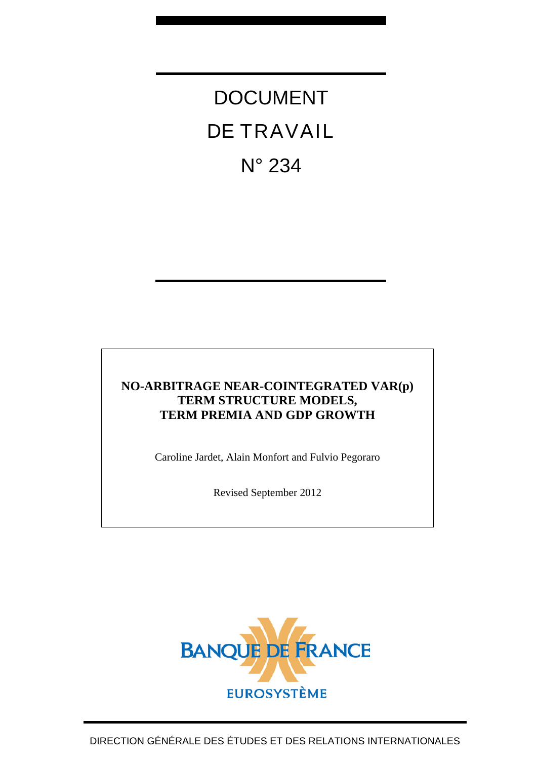# DOCUMENT DE TRAVAIL N° 234

**NO-ARBITRAGE NEAR-COINTEGRATED VAR(p) TERM STRUCTURE MODELS, TERM PREMIA AND GDP GROWTH**

Caroline Jardet, Alain Monfort and Fulvio Pegoraro

Revised September 2012

BANQUE DE FRANCE

EUROSYSTÈME

DIRECTION GÉNÉRALE DES ÉTUDES ET DES RELATIONS INTERNATIONALES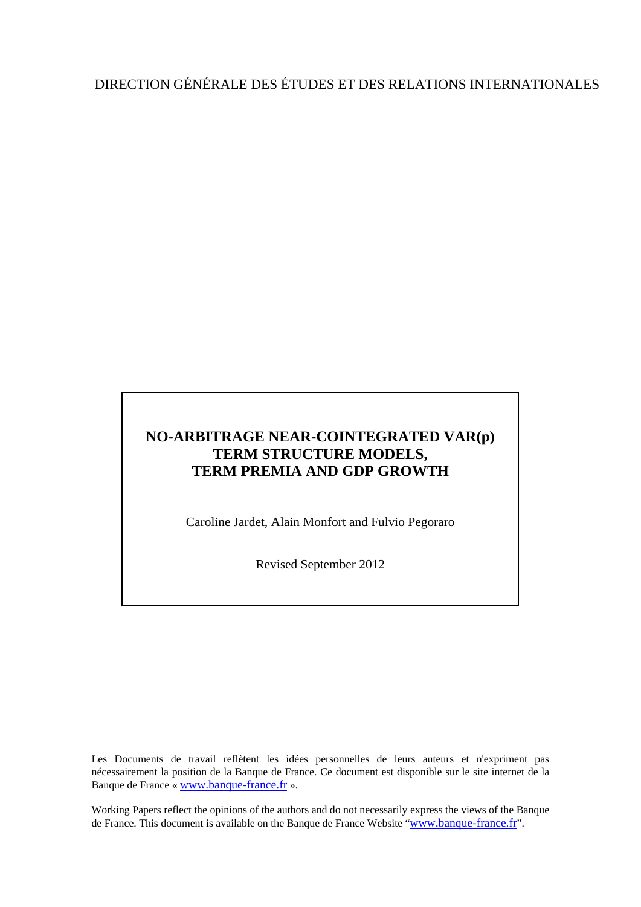DIRECTION GÉNÉRALE DES ÉTUDES ET DES RELATIONS INTERNATIONALES

# NO-ARBITRAGE NEAR-COINTEGRATED VAR(p) TERM STRUCTURE MODELS, TERM PREMIA AND GDP GROWTH

Caroline Jardet, Alain Monfort and Fulvio Pegoraro

Revised September 2012

Les Documents de travail reflètent les idées personnelles de leurs auteurs et n'expriment pas nécessairement la position de la Banque de France. Ce document est disponible sur le site internet de la Banque de France « www.banque-france.fr ».

Working Papers reflect the opinions of the authors and do not necessarily express the views of the Banque de France. This document is available on the Banque de France Website "www.banque-france.fr".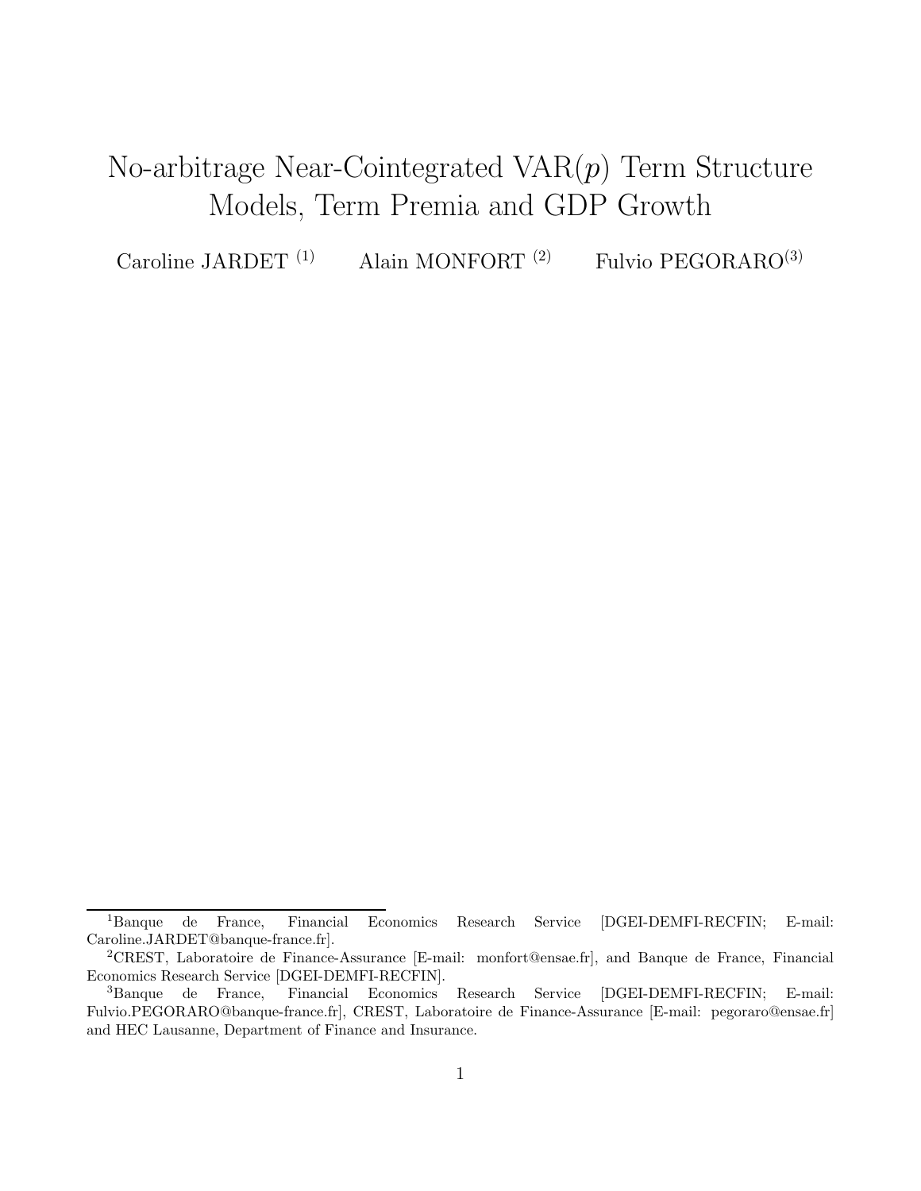# No-arbitrage Near-Cointegrated VAR($p$) Term Structure Models, Term Premia and GDP Growth

Caroline JARDET [(1)] Alain MONFORT [(2)] Fulvio PEGORARO[(3)]

---

[1]Banque de France, Financial Economics Research Service [DGEI-DEMFI-RECFIN; E-mail: Caroline.JARDET@banque-france.fr].

[2]CREST, Laboratoire de Finance-Assurance [E-mail: monfort@ensae.fr], and Banque de France, Financial Economics Research Service [DGEI-DEMFI-RECFIN].

[3]Banque de France, Financial Economics Research Service [DGEI-DEMFI-RECFIN; E-mail: Fulvio.PEGORARO@banque-france.fr], CREST, Laboratoire de Finance-Assurance [E-mail: pegoraro@ensae.fr] and HEC Lausanne, Department of Finance and Insurance.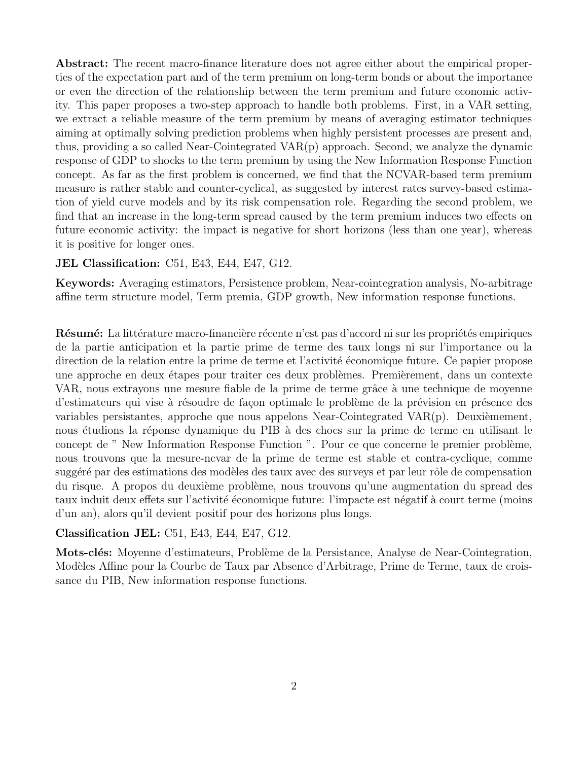**Abstract:** The recent macro-finance literature does not agree either about the empirical properties of the expectation part and of the term premium on long-term bonds or about the importance or even the direction of the relationship between the term premium and future economic activity. This paper proposes a two-step approach to handle both problems. First, in a VAR setting, we extract a reliable measure of the term premium by means of averaging estimator techniques aiming at optimally solving prediction problems when highly persistent processes are present and, thus, providing a so called Near-Cointegrated VAR(p) approach. Second, we analyze the dynamic response of GDP to shocks to the term premium by using the New Information Response Function concept. As far as the first problem is concerned, we find that the NCVAR-based term premium measure is rather stable and counter-cyclical, as suggested by interest rates survey-based estimation of yield curve models and by its risk compensation role. Regarding the second problem, we find that an increase in the long-term spread caused by the term premium induces two effects on future economic activity: the impact is negative for short horizons (less than one year), whereas it is positive for longer ones.

**JEL Classification:** C51, E43, E44, E47, G12.

**Keywords:** Averaging estimators, Persistence problem, Near-cointegration analysis, No-arbitrage affine term structure model, Term premia, GDP growth, New information response functions.

**Résumé:** La littérature macro-financière récente n'est pas d'accord ni sur les propriétés empiriques de la partie anticipation et la partie prime de terme des taux longs ni sur l'importance ou la direction de la relation entre la prime de terme et l'activité économique future. Ce papier propose une approche en deux étapes pour traiter ces deux problèmes. Premièrement, dans un contexte VAR, nous extrayons une mesure fiable de la prime de terme grâce à une technique de moyenne d'estimateurs qui vise à résoudre de façon optimale le problème de la prévision en présence des variables persistantes, approche que nous appelons Near-Cointegrated VAR(p). Deuxièmement, nous étudions la réponse dynamique du PIB à des chocs sur la prime de terme en utilisant le concept de " New Information Response Function ". Pour ce que concerne le premier problème, nous trouvons que la mesure-ncvar de la prime de terme est stable et contra-cyclique, comme suggéré par des estimations des modèles des taux avec des surveys et par leur rôle de compensation du risque. A propos du deuxième problème, nous trouvons qu'une augmentation du spread des taux induit deux effets sur l'activité économique future: l'impacte est négatif à court terme (moins d'un an), alors qu'il devient positif pour des horizons plus longs.

**Classification JEL:** C51, E43, E44, E47, G12.

**Mots-clés:** Moyenne d'estimateurs, Problème de la Persistance, Analyse de Near-Cointegration, Modèles Affine pour la Courbe de Taux par Absence d'Arbitrage, Prime de Terme, taux de croissance du PIB, New information response functions.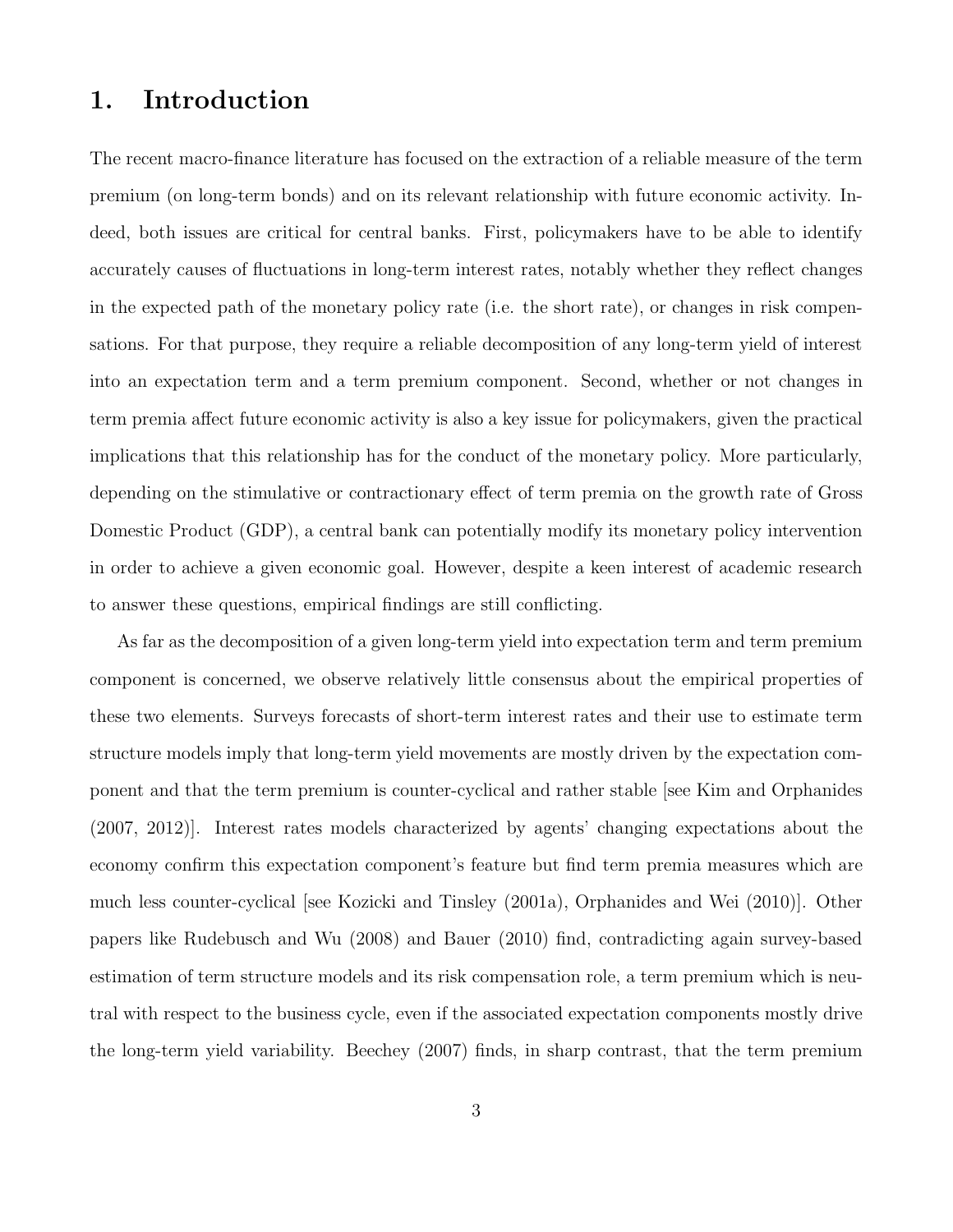# 1. Introduction

The recent macro-finance literature has focused on the extraction of a reliable measure of the term premium (on long-term bonds) and on its relevant relationship with future economic activity. Indeed, both issues are critical for central banks. First, policymakers have to be able to identify accurately causes of fluctuations in long-term interest rates, notably whether they reflect changes in the expected path of the monetary policy rate (i.e. the short rate), or changes in risk compensations. For that purpose, they require a reliable decomposition of any long-term yield of interest into an expectation term and a term premium component. Second, whether or not changes in term premia affect future economic activity is also a key issue for policymakers, given the practical implications that this relationship has for the conduct of the monetary policy. More particularly, depending on the stimulative or contractionary effect of term premia on the growth rate of Gross Domestic Product (GDP), a central bank can potentially modify its monetary policy intervention in order to achieve a given economic goal. However, despite a keen interest of academic research to answer these questions, empirical findings are still conflicting.

As far as the decomposition of a given long-term yield into expectation term and term premium component is concerned, we observe relatively little consensus about the empirical properties of these two elements. Surveys forecasts of short-term interest rates and their use to estimate term structure models imply that long-term yield movements are mostly driven by the expectation component and that the term premium is counter-cyclical and rather stable [see Kim and Orphanides (2007, 2012)]. Interest rates models characterized by agents' changing expectations about the economy confirm this expectation component's feature but find term premia measures which are much less counter-cyclical [see Kozicki and Tinsley (2001a), Orphanides and Wei (2010)]. Other papers like Rudebusch and Wu (2008) and Bauer (2010) find, contradicting again survey-based estimation of term structure models and its risk compensation role, a term premium which is neutral with respect to the business cycle, even if the associated expectation components mostly drive the long-term yield variability. Beechey (2007) finds, in sharp contrast, that the term premium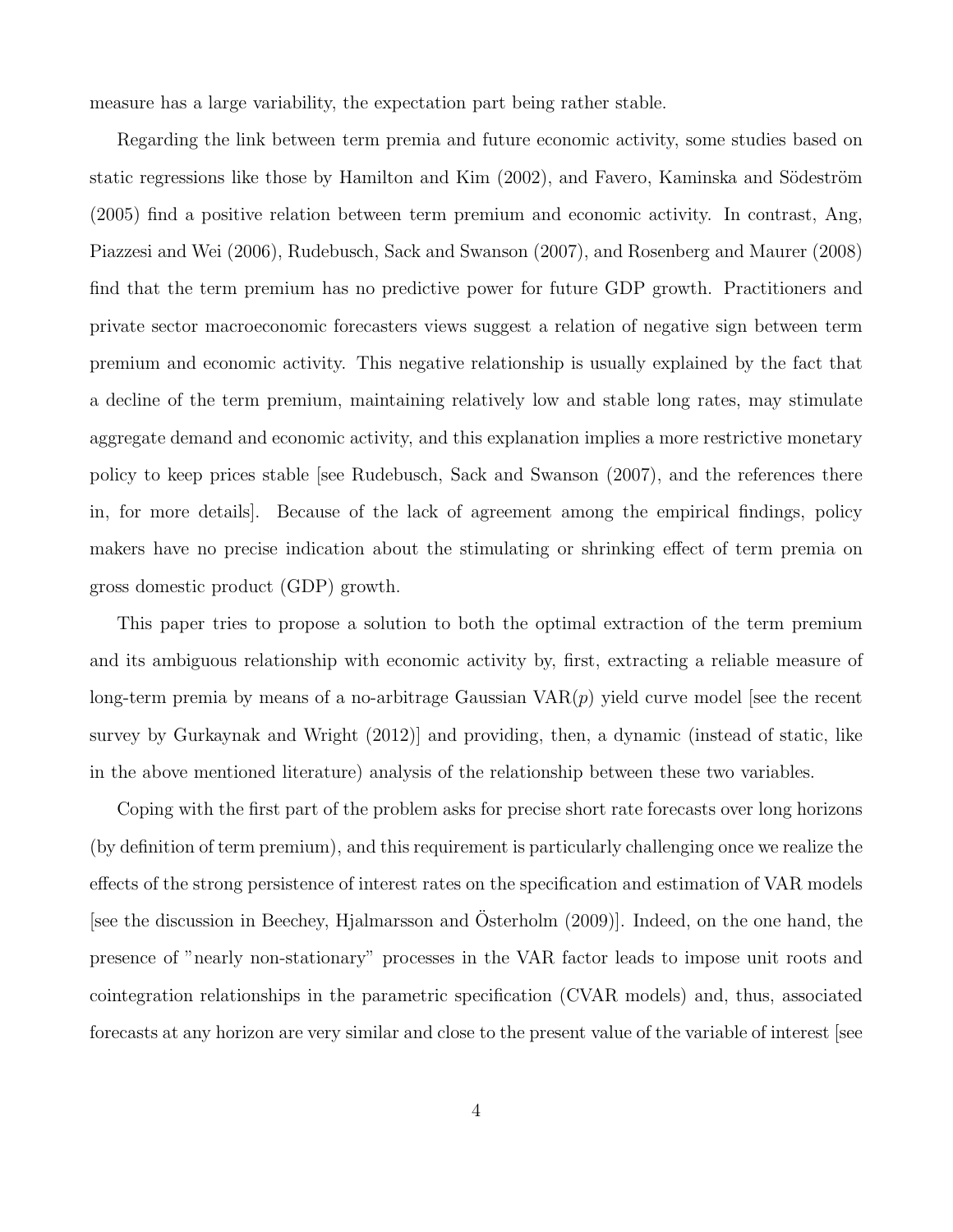measure has a large variability, the expectation part being rather stable.

Regarding the link between term premia and future economic activity, some studies based on static regressions like those by Hamilton and Kim (2002), and Favero, Kaminska and Södeström (2005) find a positive relation between term premium and economic activity. In contrast, Ang, Piazzesi and Wei (2006), Rudebusch, Sack and Swanson (2007), and Rosenberg and Maurer (2008) find that the term premium has no predictive power for future GDP growth. Practitioners and private sector macroeconomic forecasters views suggest a relation of negative sign between term premium and economic activity. This negative relationship is usually explained by the fact that a decline of the term premium, maintaining relatively low and stable long rates, may stimulate aggregate demand and economic activity, and this explanation implies a more restrictive monetary policy to keep prices stable [see Rudebusch, Sack and Swanson (2007), and the references there in, for more details]. Because of the lack of agreement among the empirical findings, policy makers have no precise indication about the stimulating or shrinking effect of term premia on gross domestic product (GDP) growth.

This paper tries to propose a solution to both the optimal extraction of the term premium and its ambiguous relationship with economic activity by, first, extracting a reliable measure of long-term premia by means of a no-arbitrage Gaussian VAR($p$) yield curve model [see the recent survey by Gurkaynak and Wright (2012)] and providing, then, a dynamic (instead of static, like in the above mentioned literature) analysis of the relationship between these two variables.

Coping with the first part of the problem asks for precise short rate forecasts over long horizons (by definition of term premium), and this requirement is particularly challenging once we realize the effects of the strong persistence of interest rates on the specification and estimation of VAR models [see the discussion in Beechey, Hjalmarsson and Österholm (2009)]. Indeed, on the one hand, the presence of "nearly non-stationary" processes in the VAR factor leads to impose unit roots and cointegration relationships in the parametric specification (CVAR models) and, thus, associated forecasts at any horizon are very similar and close to the present value of the variable of interest [see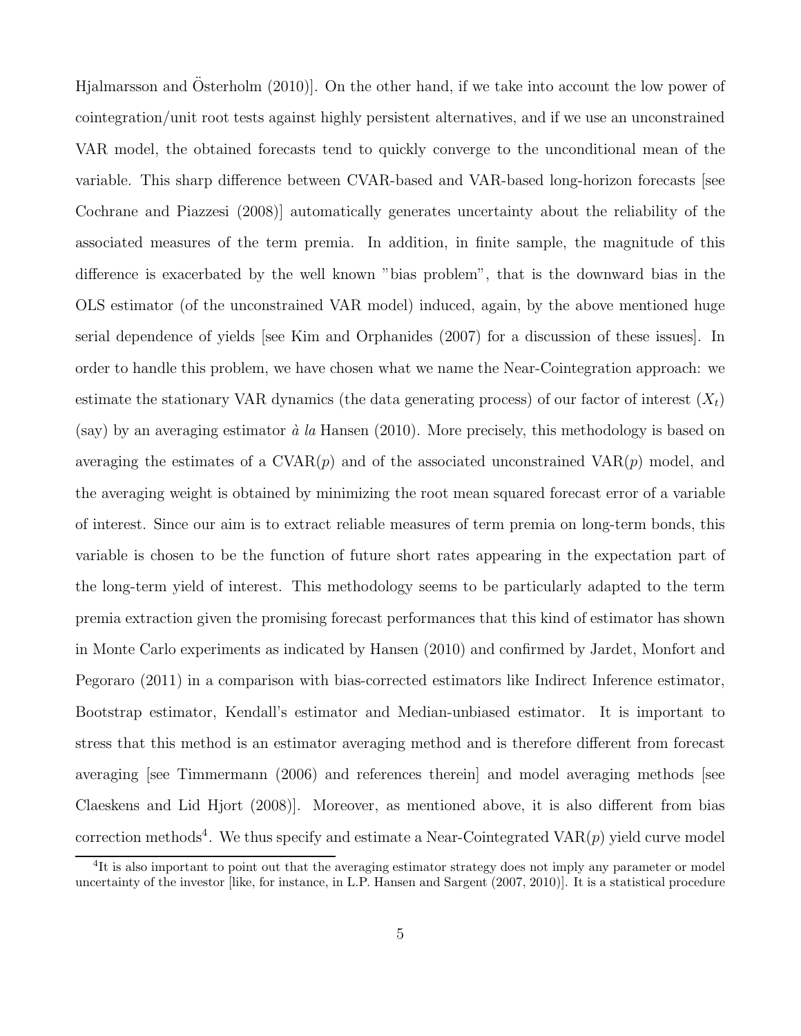Hjalmarsson and Österholm (2010)]. On the other hand, if we take into account the low power of cointegration/unit root tests against highly persistent alternatives, and if we use an unconstrained VAR model, the obtained forecasts tend to quickly converge to the unconditional mean of the variable. This sharp difference between CVAR-based and VAR-based long-horizon forecasts [see Cochrane and Piazzesi (2008)] automatically generates uncertainty about the reliability of the associated measures of the term premia. In addition, in finite sample, the magnitude of this difference is exacerbated by the well known "bias problem", that is the downward bias in the OLS estimator (of the unconstrained VAR model) induced, again, by the above mentioned huge serial dependence of yields [see Kim and Orphanides (2007) for a discussion of these issues]. In order to handle this problem, we have chosen what we name the Near-Cointegration approach: we estimate the stationary VAR dynamics (the data generating process) of our factor of interest ($X_t$) (say) by an averaging estimator *à la* Hansen (2010). More precisely, this methodology is based on averaging the estimates of a CVAR($p$) and of the associated unconstrained VAR($p$) model, and the averaging weight is obtained by minimizing the root mean squared forecast error of a variable of interest. Since our aim is to extract reliable measures of term premia on long-term bonds, this variable is chosen to be the function of future short rates appearing in the expectation part of the long-term yield of interest. This methodology seems to be particularly adapted to the term premia extraction given the promising forecast performances that this kind of estimator has shown in Monte Carlo experiments as indicated by Hansen (2010) and confirmed by Jardet, Monfort and Pegoraro (2011) in a comparison with bias-corrected estimators like Indirect Inference estimator, Bootstrap estimator, Kendall's estimator and Median-unbiased estimator. It is important to stress that this method is an estimator averaging method and is therefore different from forecast averaging [see Timmermann (2006) and references therein] and model averaging methods [see Claeskens and Lid Hjort (2008)]. Moreover, as mentioned above, it is also different from bias correction methods[4]. We thus specify and estimate a Near-Cointegrated VAR($p$) yield curve model

[4]It is also important to point out that the averaging estimator strategy does not imply any parameter or model uncertainty of the investor [like, for instance, in L.P. Hansen and Sargent (2007, 2010)]. It is a statistical procedure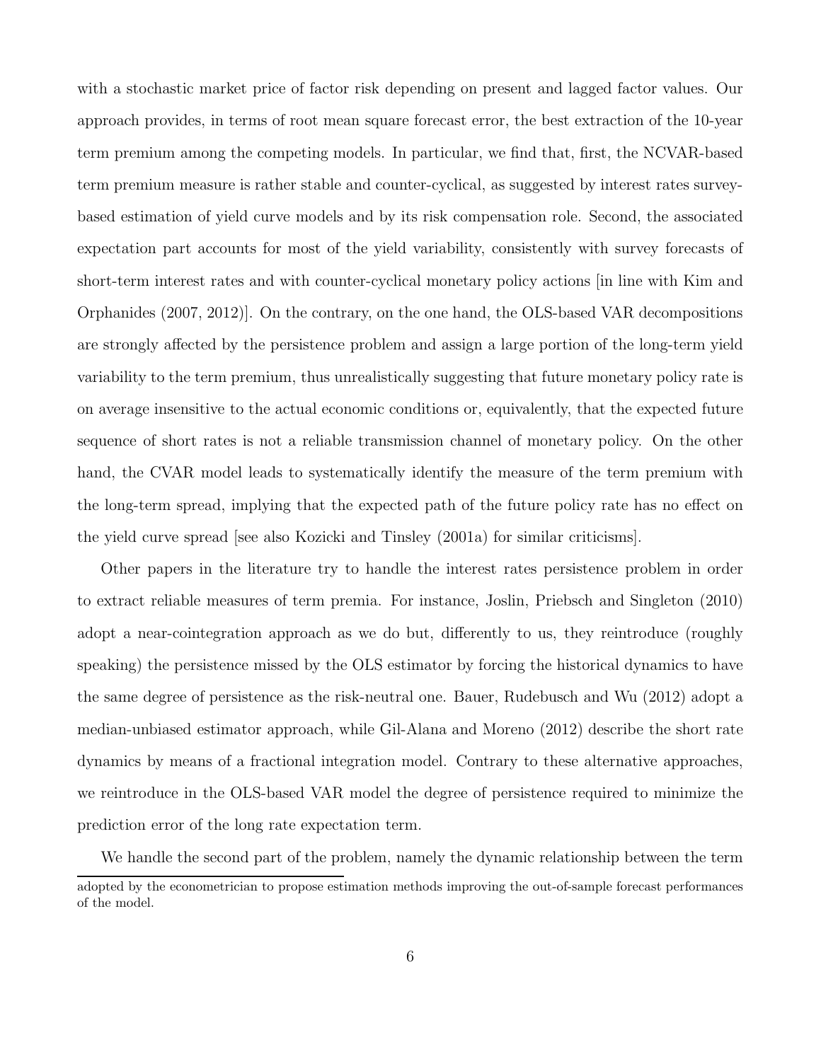with a stochastic market price of factor risk depending on present and lagged factor values. Our approach provides, in terms of root mean square forecast error, the best extraction of the 10-year term premium among the competing models. In particular, we find that, first, the NCVAR-based term premium measure is rather stable and counter-cyclical, as suggested by interest rates survey-based estimation of yield curve models and by its risk compensation role. Second, the associated expectation part accounts for most of the yield variability, consistently with survey forecasts of short-term interest rates and with counter-cyclical monetary policy actions [in line with Kim and Orphanides (2007, 2012)]. On the contrary, on the one hand, the OLS-based VAR decompositions are strongly affected by the persistence problem and assign a large portion of the long-term yield variability to the term premium, thus unrealistically suggesting that future monetary policy rate is on average insensitive to the actual economic conditions or, equivalently, that the expected future sequence of short rates is not a reliable transmission channel of monetary policy. On the other hand, the CVAR model leads to systematically identify the measure of the term premium with the long-term spread, implying that the expected path of the future policy rate has no effect on the yield curve spread [see also Kozicki and Tinsley (2001a) for similar criticisms].

Other papers in the literature try to handle the interest rates persistence problem in order to extract reliable measures of term premia. For instance, Joslin, Priebsch and Singleton (2010) adopt a near-cointegration approach as we do but, differently to us, they reintroduce (roughly speaking) the persistence missed by the OLS estimator by forcing the historical dynamics to have the same degree of persistence as the risk-neutral one. Bauer, Rudebusch and Wu (2012) adopt a median-unbiased estimator approach, while Gil-Alana and Moreno (2012) describe the short rate dynamics by means of a fractional integration model. Contrary to these alternative approaches, we reintroduce in the OLS-based VAR model the degree of persistence required to minimize the prediction error of the long rate expectation term.

We handle the second part of the problem, namely the dynamic relationship between the term

adopted by the econometrician to propose estimation methods improving the out-of-sample forecast performances of the model.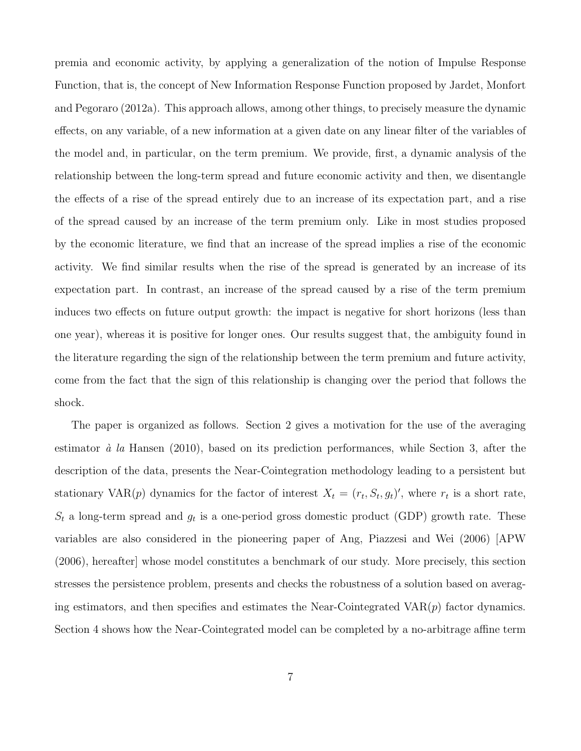premia and economic activity, by applying a generalization of the notion of Impulse Response Function, that is, the concept of New Information Response Function proposed by Jardet, Monfort and Pegoraro (2012a). This approach allows, among other things, to precisely measure the dynamic effects, on any variable, of a new information at a given date on any linear filter of the variables of the model and, in particular, on the term premium. We provide, first, a dynamic analysis of the relationship between the long-term spread and future economic activity and then, we disentangle the effects of a rise of the spread entirely due to an increase of its expectation part, and a rise of the spread caused by an increase of the term premium only. Like in most studies proposed by the economic literature, we find that an increase of the spread implies a rise of the economic activity. We find similar results when the rise of the spread is generated by an increase of its expectation part. In contrast, an increase of the spread caused by a rise of the term premium induces two effects on future output growth: the impact is negative for short horizons (less than one year), whereas it is positive for longer ones. Our results suggest that, the ambiguity found in the literature regarding the sign of the relationship between the term premium and future activity, come from the fact that the sign of this relationship is changing over the period that follows the shock.

The paper is organized as follows. Section 2 gives a motivation for the use of the averaging estimator *à la* Hansen (2010), based on its prediction performances, while Section 3, after the description of the data, presents the Near-Cointegration methodology leading to a persistent but stationary VAR($p$) dynamics for the factor of interest $X_t = (r_t, S_t, g_t)'$, where $r_t$ is a short rate, $S_t$ a long-term spread and $g_t$ is a one-period gross domestic product (GDP) growth rate. These variables are also considered in the pioneering paper of Ang, Piazzesi and Wei (2006) [APW (2006), hereafter] whose model constitutes a benchmark of our study. More precisely, this section stresses the persistence problem, presents and checks the robustness of a solution based on averaging estimators, and then specifies and estimates the Near-Cointegrated VAR($p$) factor dynamics. Section 4 shows how the Near-Cointegrated model can be completed by a no-arbitrage affine term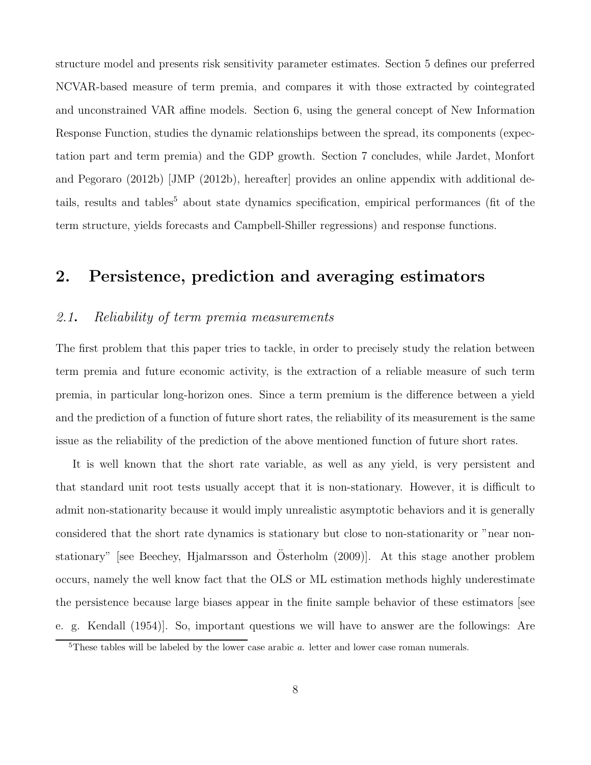structure model and presents risk sensitivity parameter estimates. Section 5 defines our preferred NCVAR-based measure of term premia, and compares it with those extracted by cointegrated and unconstrained VAR affine models. Section 6, using the general concept of New Information Response Function, studies the dynamic relationships between the spread, its components (expectation part and term premia) and the GDP growth. Section 7 concludes, while Jardet, Monfort and Pegoraro (2012b) [JMP (2012b), hereafter] provides an online appendix with additional details, results and tables[5] about state dynamics specification, empirical performances (fit of the term structure, yields forecasts and Campbell-Shiller regressions) and response functions.

## 2. Persistence, prediction and averaging estimators

### *2.1. Reliability of term premia measurements*

The first problem that this paper tries to tackle, in order to precisely study the relation between term premia and future economic activity, is the extraction of a reliable measure of such term premia, in particular long-horizon ones. Since a term premium is the difference between a yield and the prediction of a function of future short rates, the reliability of its measurement is the same issue as the reliability of the prediction of the above mentioned function of future short rates.

It is well known that the short rate variable, as well as any yield, is very persistent and that standard unit root tests usually accept that it is non-stationary. However, it is difficult to admit non-stationarity because it would imply unrealistic asymptotic behaviors and it is generally considered that the short rate dynamics is stationary but close to non-stationarity or "near non-stationary" [see Beechey, Hjalmarsson and Österholm (2009)]. At this stage another problem occurs, namely the well know fact that the OLS or ML estimation methods highly underestimate the persistence because large biases appear in the finite sample behavior of these estimators [see e. g. Kendall (1954)]. So, important questions we will have to answer are the followings: Are

[5] These tables will be labeled by the lower case arabic *a.* letter and lower case roman numerals.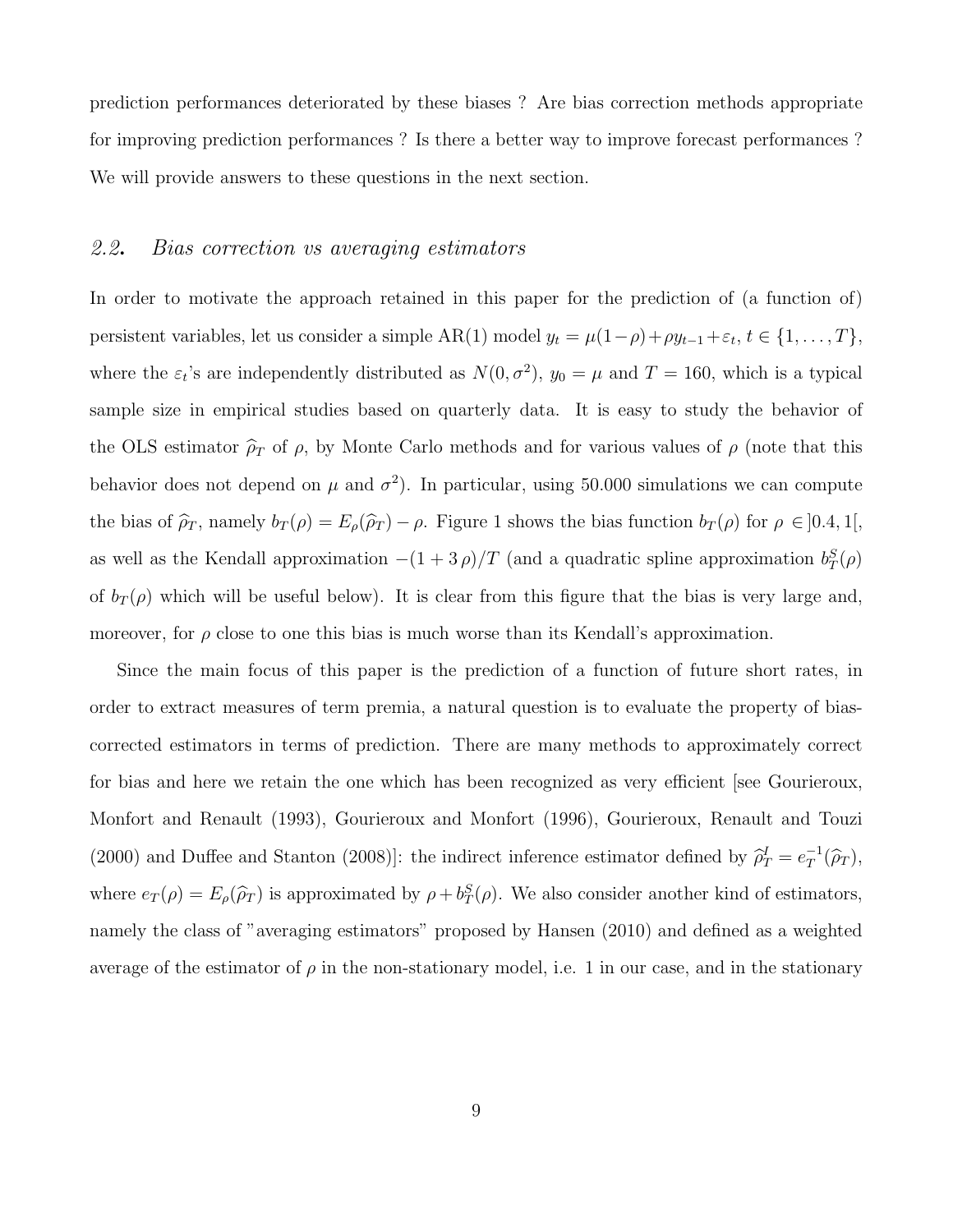prediction performances deteriorated by these biases ? Are bias correction methods appropriate for improving prediction performances ? Is there a better way to improve forecast performances ? We will provide answers to these questions in the next section.

### *2.2.* *Bias correction vs averaging estimators*

In order to motivate the approach retained in this paper for the prediction of (a function of) persistent variables, let us consider a simple AR(1) model $y_t = \mu(1-\rho)+\rho y_{t-1}+\varepsilon_t$, $t \in \{1,\dots,T\}$, where the $\varepsilon_t$'s are independently distributed as $N(0,\sigma^2)$, $y_0 = \mu$ and $T = 160$, which is a typical sample size in empirical studies based on quarterly data. It is easy to study the behavior of the OLS estimator $\widehat{\rho}_T$ of $\rho$, by Monte Carlo methods and for various values of $\rho$ (note that this behavior does not depend on $\mu$ and $\sigma^2$). In particular, using 50.000 simulations we can compute the bias of $\widehat{\rho}_T$, namely $b_T(\rho) = E_\rho(\widehat{\rho}_T) - \rho$. Figure 1 shows the bias function $b_T(\rho)$ for $\rho \in ]0.4, 1[$, as well as the Kendall approximation $-(1 + 3\,\rho)/T$ (and a quadratic spline approximation $b_T^S(\rho)$ of $b_T(\rho)$ which will be useful below). It is clear from this figure that the bias is very large and, moreover, for $\rho$ close to one this bias is much worse than its Kendall's approximation.

Since the main focus of this paper is the prediction of a function of future short rates, in order to extract measures of term premia, a natural question is to evaluate the property of bias-corrected estimators in terms of prediction. There are many methods to approximately correct for bias and here we retain the one which has been recognized as very efficient [see Gourieroux, Monfort and Renault (1993), Gourieroux and Monfort (1996), Gourieroux, Renault and Touzi (2000) and Duffee and Stanton (2008)]: the indirect inference estimator defined by $\widehat{\rho}_T^I = e_T^{-1}(\widehat{\rho}_T)$, where $e_T(\rho) = E_\rho(\widehat{\rho}_T)$ is approximated by $\rho + b_T^S(\rho)$. We also consider another kind of estimators, namely the class of "averaging estimators" proposed by Hansen (2010) and defined as a weighted average of the estimator of $\rho$ in the non-stationary model, i.e. 1 in our case, and in the stationary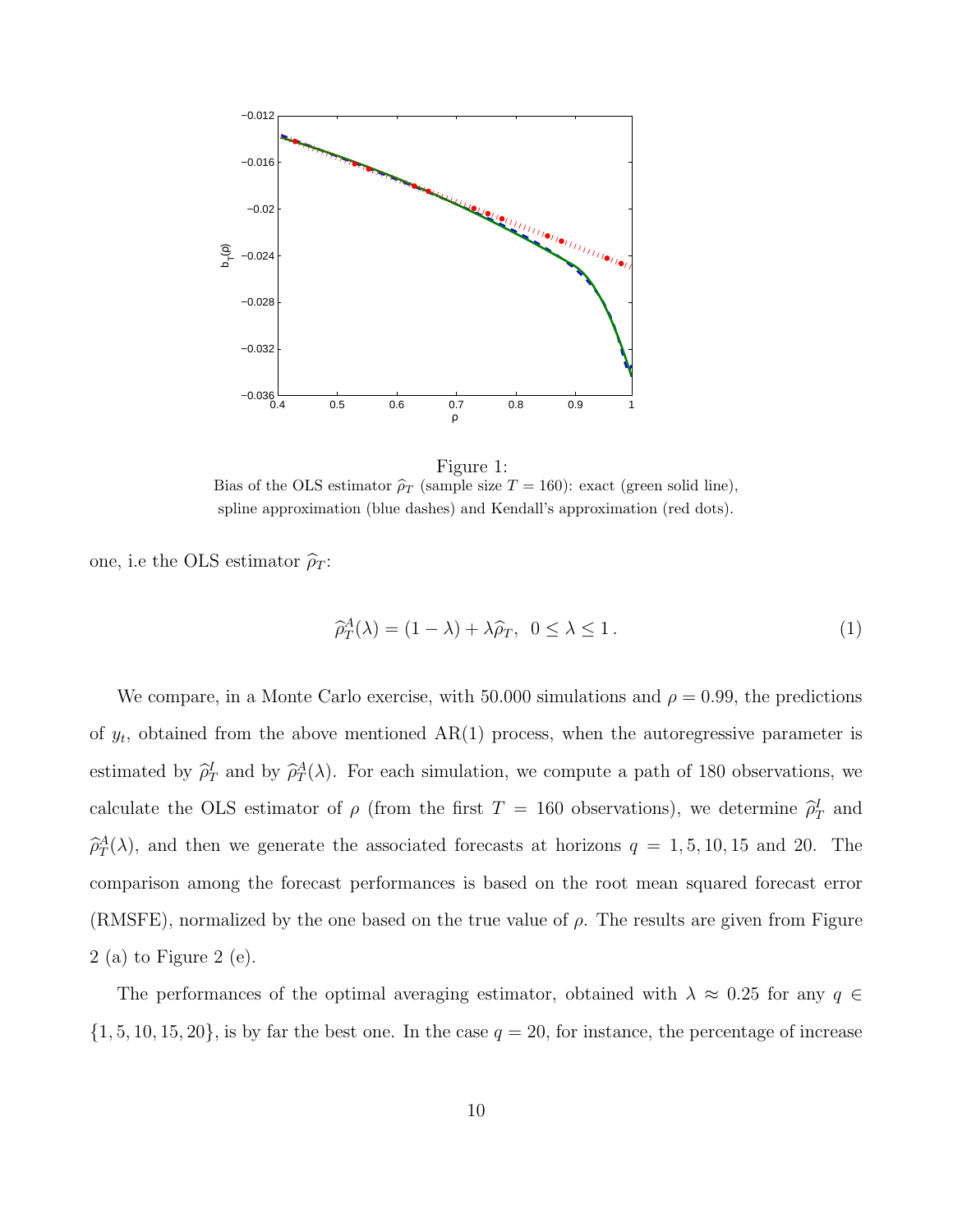Figure 1:
Bias of the OLS estimator $\widehat{\rho}_T$ (sample size $T = 160$): exact (green solid line), spline approximation (blue dashes) and Kendall's approximation (red dots).

one, i.e the OLS estimator $\widehat{\rho}_T$:

$$\widehat{\rho}_T^A(\lambda) = (1 - \lambda) + \lambda \widehat{\rho}_T, \;\; 0 \leq \lambda \leq 1\,. \tag{1}$$

We compare, in a Monte Carlo exercise, with 50.000 simulations and $\rho = 0.99$, the predictions of $y_t$, obtained from the above mentioned AR(1) process, when the autoregressive parameter is estimated by $\widehat{\rho}_T^I$ and by $\widehat{\rho}_T^A(\lambda)$. For each simulation, we compute a path of 180 observations, we calculate the OLS estimator of $\rho$ (from the first $T = 160$ observations), we determine $\widehat{\rho}_T^I$ and $\widehat{\rho}_T^A(\lambda)$, and then we generate the associated forecasts at horizons $q = 1, 5, 10, 15$ and 20. The comparison among the forecast performances is based on the root mean squared forecast error (RMSFE), normalized by the one based on the true value of $\rho$. The results are given from Figure 2 (a) to Figure 2 (e).

The performances of the optimal averaging estimator, obtained with $\lambda \approx 0.25$ for any $q \in \{1, 5, 10, 15, 20\}$, is by far the best one. In the case $q = 20$, for instance, the percentage of increase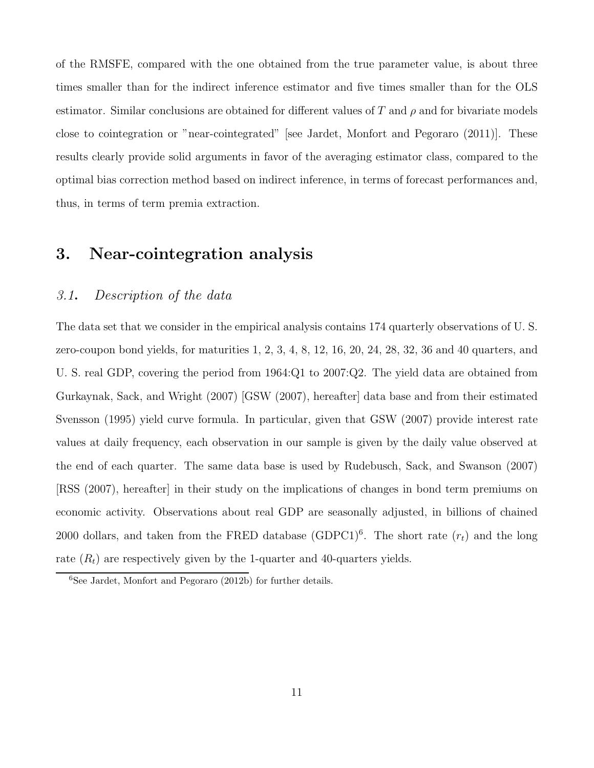of the RMSFE, compared with the one obtained from the true parameter value, is about three times smaller than for the indirect inference estimator and five times smaller than for the OLS estimator. Similar conclusions are obtained for different values of $T$ and $\rho$ and for bivariate models close to cointegration or "near-cointegrated" [see Jardet, Monfort and Pegoraro (2011)]. These results clearly provide solid arguments in favor of the averaging estimator class, compared to the optimal bias correction method based on indirect inference, in terms of forecast performances and, thus, in terms of term premia extraction.

## 3. Near-cointegration analysis

### *3.1. Description of the data*

The data set that we consider in the empirical analysis contains 174 quarterly observations of U. S. zero-coupon bond yields, for maturities 1, 2, 3, 4, 8, 12, 16, 20, 24, 28, 32, 36 and 40 quarters, and U. S. real GDP, covering the period from 1964:Q1 to 2007:Q2. The yield data are obtained from Gurkaynak, Sack, and Wright (2007) [GSW (2007), hereafter] data base and from their estimated Svensson (1995) yield curve formula. In particular, given that GSW (2007) provide interest rate values at daily frequency, each observation in our sample is given by the daily value observed at the end of each quarter. The same data base is used by Rudebusch, Sack, and Swanson (2007) [RSS (2007), hereafter] in their study on the implications of changes in bond term premiums on economic activity. Observations about real GDP are seasonally adjusted, in billions of chained 2000 dollars, and taken from the FRED database (GDPC1)[6]. The short rate ($r_t$) and the long rate ($R_t$) are respectively given by the 1-quarter and 40-quarters yields.

[6]See Jardet, Monfort and Pegoraro (2012b) for further details.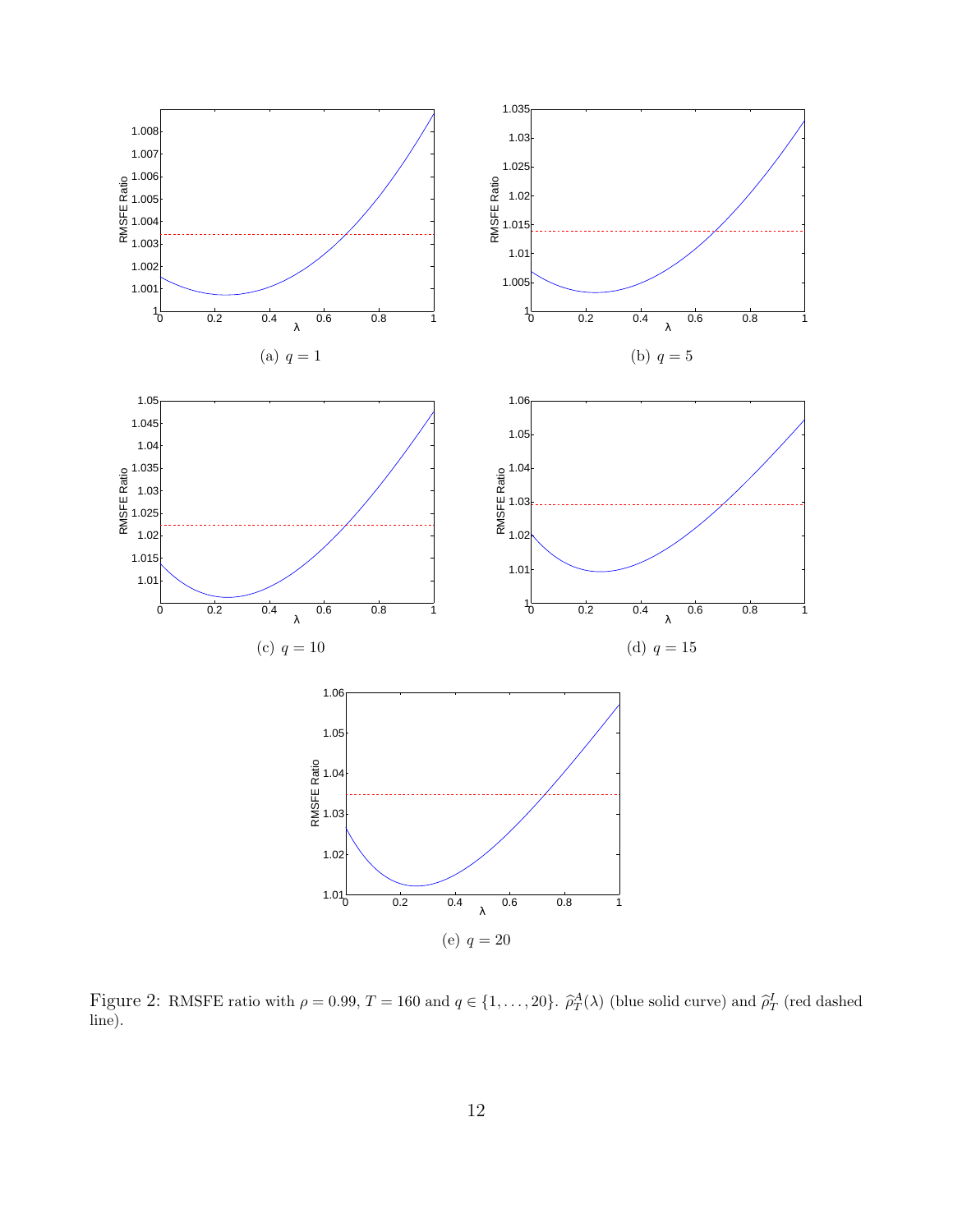(a) $q = 1$

(b) $q = 5$

(c) $q = 10$

(d) $q = 15$

(e) $q = 20$

Figure 2: RMSFE ratio with $\rho = 0.99$, $T = 160$ and $q \in \{1, \ldots, 20\}$. $\widehat{\rho}_T^A(\lambda)$ (blue solid curve) and $\widehat{\rho}_T^I$ (red dashed line).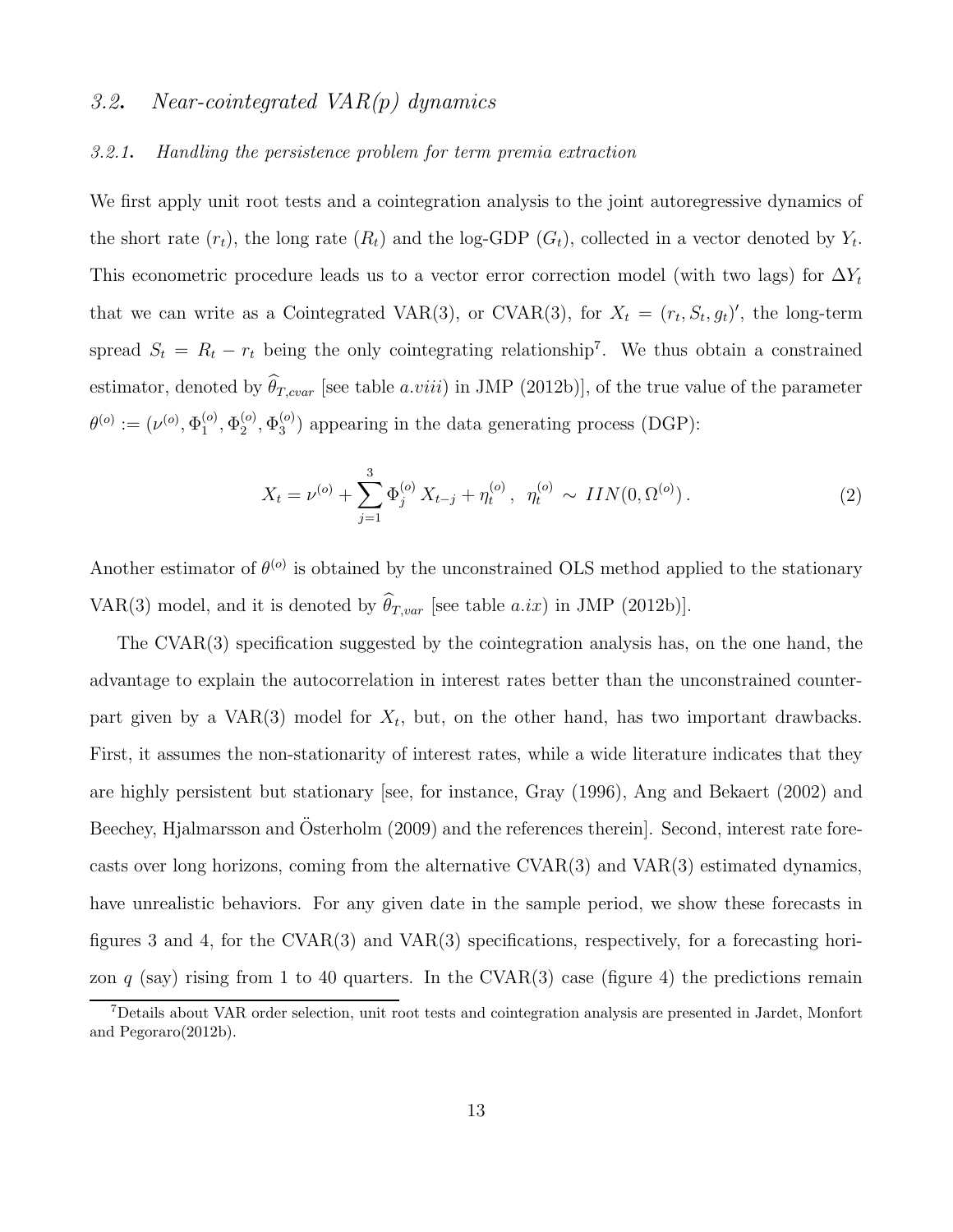### 3.2. *Near-cointegrated VAR(p) dynamics*

#### 3.2.1. *Handling the persistence problem for term premia extraction*

We first apply unit root tests and a cointegration analysis to the joint autoregressive dynamics of the short rate ($r_t$), the long rate ($R_t$) and the log-GDP ($G_t$), collected in a vector denoted by $Y_t$. This econometric procedure leads us to a vector error correction model (with two lags) for $\Delta Y_t$ that we can write as a Cointegrated VAR(3), or CVAR(3), for $X_t = (r_t, S_t, g_t)'$, the long-term spread $S_t = R_t - r_t$ being the only cointegrating relationship[7]. We thus obtain a constrained estimator, denoted by $\widehat{\theta}_{T,cvar}$ [see table *a.viii)* in JMP (2012b)], of the true value of the parameter $\theta^{(o)} := (\nu^{(o)}, \Phi_1^{(o)}, \Phi_2^{(o)}, \Phi_3^{(o)})$ appearing in the data generating process (DGP):

$$X_t = \nu^{(o)} + \sum_{j=1}^{3} \Phi_j^{(o)} X_{t-j} + \eta_t^{(o)}, \;\; \eta_t^{(o)} \sim IIN(0, \Omega^{(o)}) . \tag{2}$$

Another estimator of $\theta^{(o)}$ is obtained by the unconstrained OLS method applied to the stationary VAR(3) model, and it is denoted by $\widehat{\theta}_{T,var}$ [see table *a.ix)* in JMP (2012b)].

The CVAR(3) specification suggested by the cointegration analysis has, on the one hand, the advantage to explain the autocorrelation in interest rates better than the unconstrained counterpart given by a VAR(3) model for $X_t$, but, on the other hand, has two important drawbacks. First, it assumes the non-stationarity of interest rates, while a wide literature indicates that they are highly persistent but stationary [see, for instance, Gray (1996), Ang and Bekaert (2002) and Beechey, Hjalmarsson and Österholm (2009) and the references therein]. Second, interest rate forecasts over long horizons, coming from the alternative CVAR(3) and VAR(3) estimated dynamics, have unrealistic behaviors. For any given date in the sample period, we show these forecasts in figures 3 and 4, for the CVAR(3) and VAR(3) specifications, respectively, for a forecasting horizon $q$ (say) rising from 1 to 40 quarters. In the CVAR(3) case (figure 4) the predictions remain

[7] Details about VAR order selection, unit root tests and cointegration analysis are presented in Jardet, Monfort and Pegoraro(2012b).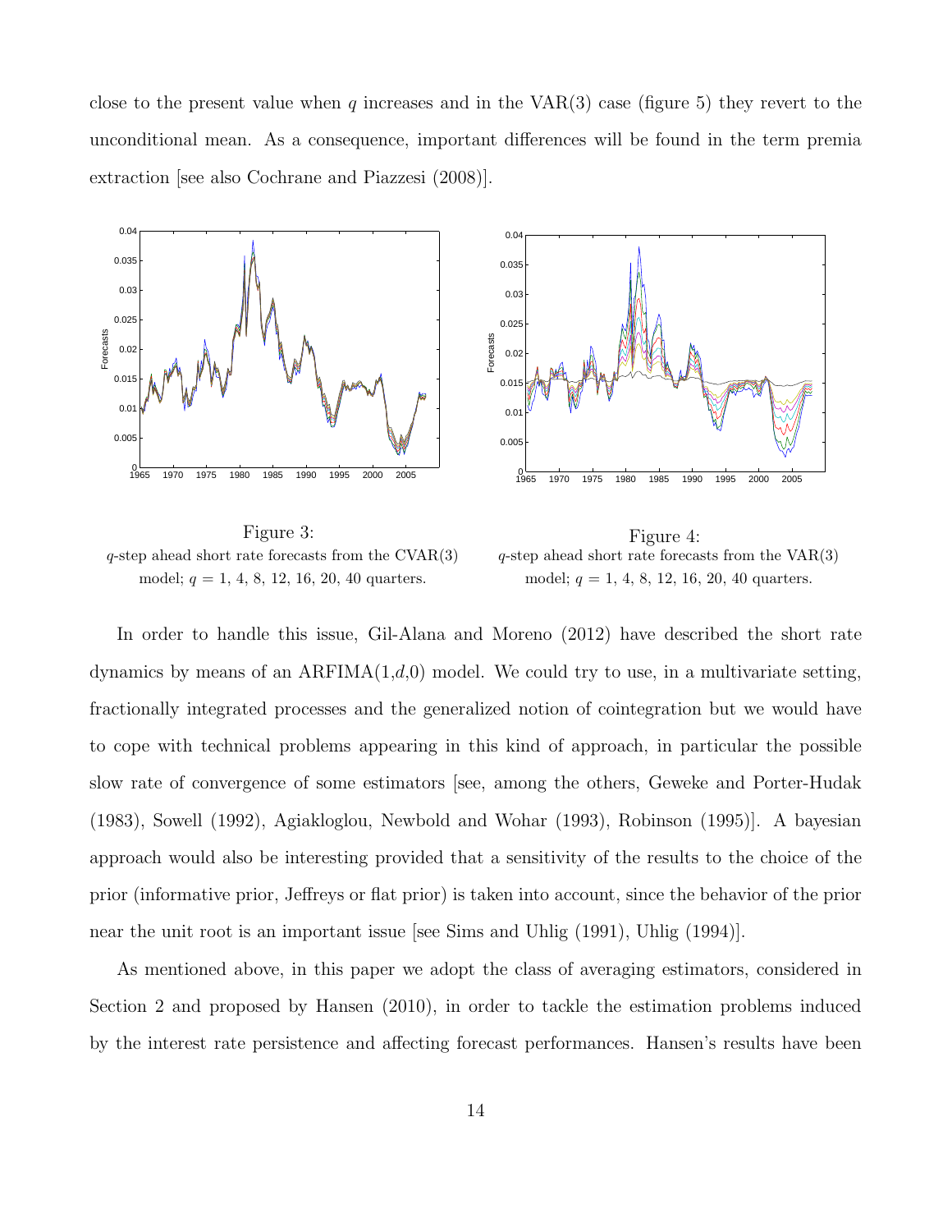close to the present value when $q$ increases and in the VAR(3) case (figure 5) they revert to the unconditional mean. As a consequence, important differences will be found in the term premia extraction [see also Cochrane and Piazzesi (2008)].

Figure 3:
$q$-step ahead short rate forecasts from the CVAR(3) model; $q$ = 1, 4, 8, 12, 16, 20, 40 quarters.

Figure 4:
$q$-step ahead short rate forecasts from the VAR(3) model; $q$ = 1, 4, 8, 12, 16, 20, 40 quarters.

In order to handle this issue, Gil-Alana and Moreno (2012) have described the short rate dynamics by means of an ARFIMA(1,$d$,0) model. We could try to use, in a multivariate setting, fractionally integrated processes and the generalized notion of cointegration but we would have to cope with technical problems appearing in this kind of approach, in particular the possible slow rate of convergence of some estimators [see, among the others, Geweke and Porter-Hudak (1983), Sowell (1992), Agiakloglou, Newbold and Wohar (1993), Robinson (1995)]. A bayesian approach would also be interesting provided that a sensitivity of the results to the choice of the prior (informative prior, Jeffreys or flat prior) is taken into account, since the behavior of the prior near the unit root is an important issue [see Sims and Uhlig (1991), Uhlig (1994)].

As mentioned above, in this paper we adopt the class of averaging estimators, considered in Section 2 and proposed by Hansen (2010), in order to tackle the estimation problems induced by the interest rate persistence and affecting forecast performances. Hansen's results have been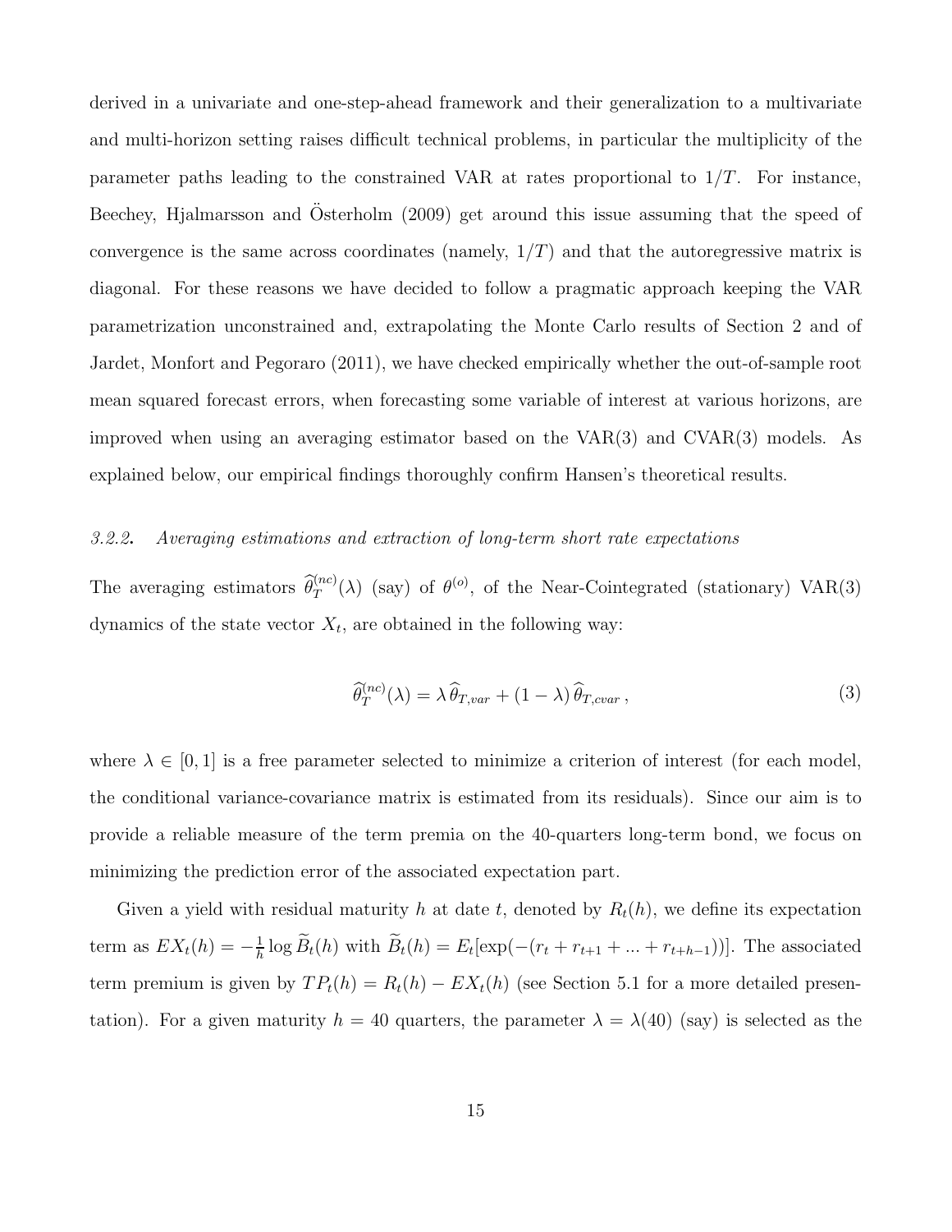derived in a univariate and one-step-ahead framework and their generalization to a multivariate and multi-horizon setting raises difficult technical problems, in particular the multiplicity of the parameter paths leading to the constrained VAR at rates proportional to $1/T$. For instance, Beechey, Hjalmarsson and Österholm (2009) get around this issue assuming that the speed of convergence is the same across coordinates (namely, $1/T$) and that the autoregressive matrix is diagonal. For these reasons we have decided to follow a pragmatic approach keeping the VAR parametrization unconstrained and, extrapolating the Monte Carlo results of Section 2 and of Jardet, Monfort and Pegoraro (2011), we have checked empirically whether the out-of-sample root mean squared forecast errors, when forecasting some variable of interest at various horizons, are improved when using an averaging estimator based on the VAR(3) and CVAR(3) models. As explained below, our empirical findings thoroughly confirm Hansen's theoretical results.

### *3.2.2.* *Averaging estimations and extraction of long-term short rate expectations*

The averaging estimators $\widehat{\theta}_T^{(nc)}(\lambda)$ (say) of $\theta^{(o)}$, of the Near-Cointegrated (stationary) VAR(3) dynamics of the state vector $X_t$, are obtained in the following way:

$$\widehat{\theta}_T^{(nc)}(\lambda) = \lambda \, \widehat{\theta}_{T,var} + (1 - \lambda) \, \widehat{\theta}_{T,cvar} \, , \tag{3}$$

where $\lambda \in [0, 1]$ is a free parameter selected to minimize a criterion of interest (for each model, the conditional variance-covariance matrix is estimated from its residuals). Since our aim is to provide a reliable measure of the term premia on the 40-quarters long-term bond, we focus on minimizing the prediction error of the associated expectation part.

Given a yield with residual maturity $h$ at date $t$, denoted by $R_t(h)$, we define its expectation term as $EX_t(h) = -\frac{1}{h} \log \widetilde{B}_t(h)$ with $\widetilde{B}_t(h) = E_t[\exp(-(r_t + r_{t+1} + ... + r_{t+h-1}))]$. The associated term premium is given by $TP_t(h) = R_t(h) - EX_t(h)$ (see Section 5.1 for a more detailed presentation). For a given maturity $h = 40$ quarters, the parameter $\lambda = \lambda(40)$ (say) is selected as the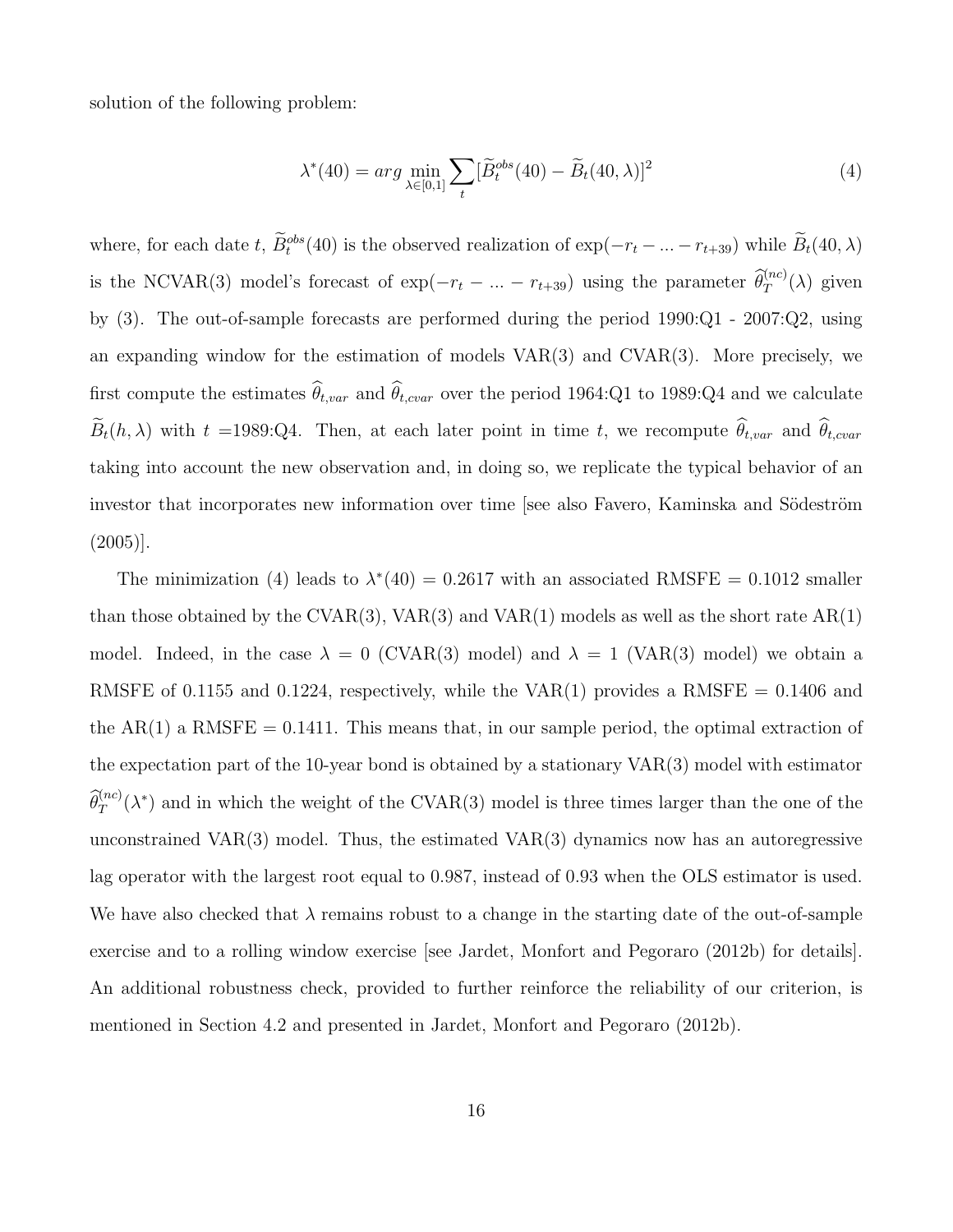solution of the following problem:

$$\lambda^*(40) = arg \min_{\lambda \in [0,1]} \sum_t [\widetilde{B}_t^{obs}(40) - \widetilde{B}_t(40, \lambda)]^2 \tag{4}$$

where, for each date $t$, $\widetilde{B}_t^{obs}(40)$ is the observed realization of $\exp(-r_t - ... - r_{t+39})$ while $\widetilde{B}_t(40, \lambda)$ is the NCVAR(3) model's forecast of $\exp(-r_t - ... - r_{t+39})$ using the parameter $\widehat{\theta}_T^{(nc)}(\lambda)$ given by (3). The out-of-sample forecasts are performed during the period 1990:Q1 - 2007:Q2, using an expanding window for the estimation of models VAR(3) and CVAR(3). More precisely, we first compute the estimates $\widehat{\theta}_{t,var}$ and $\widehat{\theta}_{t,cvar}$ over the period 1964:Q1 to 1989:Q4 and we calculate $\widetilde{B}_t(h, \lambda)$ with $t$ =1989:Q4. Then, at each later point in time $t$, we recompute $\widehat{\theta}_{t,var}$ and $\widehat{\theta}_{t,cvar}$ taking into account the new observation and, in doing so, we replicate the typical behavior of an investor that incorporates new information over time [see also Favero, Kaminska and Södeström (2005)].

The minimization (4) leads to $\lambda^*(40) = 0.2617$ with an associated RMSFE = 0.1012 smaller than those obtained by the CVAR(3), VAR(3) and VAR(1) models as well as the short rate AR(1) model. Indeed, in the case $\lambda = 0$ (CVAR(3) model) and $\lambda = 1$ (VAR(3) model) we obtain a RMSFE of 0.1155 and 0.1224, respectively, while the VAR(1) provides a RMSFE = 0.1406 and the AR(1) a RMSFE = 0.1411. This means that, in our sample period, the optimal extraction of the expectation part of the 10-year bond is obtained by a stationary VAR(3) model with estimator $\widehat{\theta}_T^{(nc)}(\lambda^*)$ and in which the weight of the CVAR(3) model is three times larger than the one of the unconstrained VAR(3) model. Thus, the estimated VAR(3) dynamics now has an autoregressive lag operator with the largest root equal to 0.987, instead of 0.93 when the OLS estimator is used. We have also checked that $\lambda$ remains robust to a change in the starting date of the out-of-sample exercise and to a rolling window exercise [see Jardet, Monfort and Pegoraro (2012b) for details]. An additional robustness check, provided to further reinforce the reliability of our criterion, is mentioned in Section 4.2 and presented in Jardet, Monfort and Pegoraro (2012b).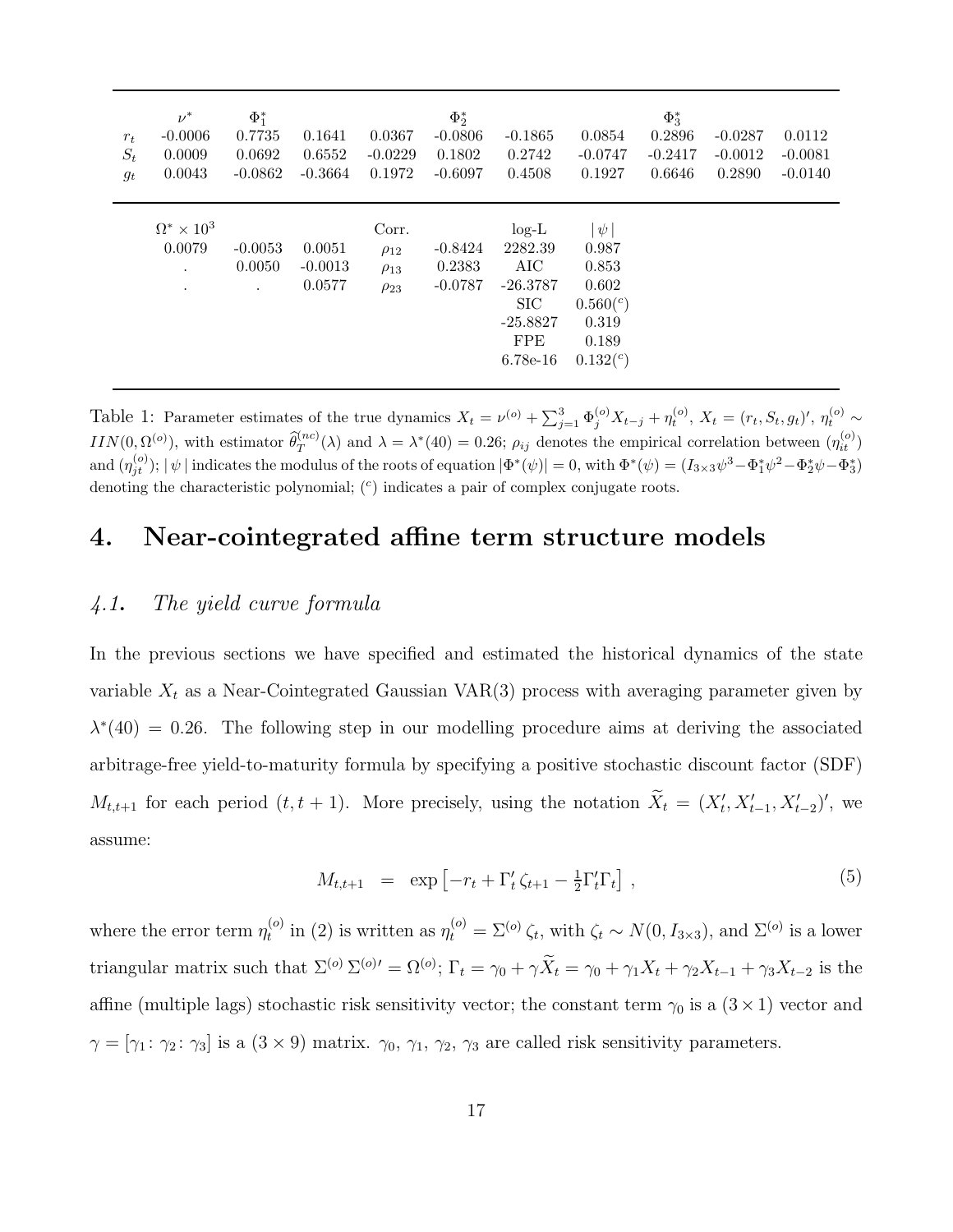| | $\nu^*$ | $\Phi_1^*$ | | | $\Phi_2^*$ | | | $\Phi_3^*$ | | |
|---|---|---|---|---|---|---|---|---|---|---|
| $r_t$ | -0.0006 | 0.7735 | 0.1641 | 0.0367 | -0.0806 | -0.1865 | 0.0854 | 0.2896 | -0.0287 | 0.0112 |
| $S_t$ | 0.0009 | 0.0692 | 0.6552 | -0.0229 | 0.1802 | 0.2742 | -0.0747 | -0.2417 | -0.0012 | -0.0081 |
| $g_t$ | 0.0043 | -0.0862 | -0.3664 | 0.1972 | -0.6097 | 0.4508 | 0.1927 | 0.6646 | 0.2890 | -0.0140 |

| $\Omega^* \times 10^3$ | | | Corr. | | log-L | $\mid\psi\mid$ |
|---|---|---|---|---|---|---|
| 0.0079 | -0.0053 | 0.0051 | $\rho_{12}$ | -0.8424 | 2282.39 | 0.987 |
| . | 0.0050 | -0.0013 | $\rho_{13}$ | 0.2383 | AIC | 0.853 |
| . | . | 0.0577 | $\rho_{23}$ | -0.0787 | -26.3787 | 0.602 |
| | | | | | SIC | $0.560(^c)$ |
| | | | | | -25.8827 | 0.319 |
| | | | | | FPE | 0.189 |
| | | | | | 6.78e-16 | $0.132(^c)$ |

Table 1: Parameter estimates of the true dynamics $X_t = \nu^{(o)} + \sum_{j=1}^{3} \Phi_j^{(o)} X_{t-j} + \eta_t^{(o)}$, $X_t = (r_t, S_t, g_t)'$, $\eta_t^{(o)} \sim IIN(0, \Omega^{(o)})$, with estimator $\widehat{\theta}_T^{(nc)}(\lambda)$ and $\lambda = \lambda^*(40) = 0.26$; $\rho_{ij}$ denotes the empirical correlation between $(\eta_{it}^{(o)})$ and $(\eta_{jt}^{(o)})$; $\mid\psi\mid$ indicates the modulus of the roots of equation $|\Phi^*(\psi)| = 0$, with $\Phi^*(\psi) = (I_{3\times3}\psi^3 - \Phi_1^*\psi^2 - \Phi_2^*\psi - \Phi_3^*)$ denoting the characteristic polynomial; $(^c)$ indicates a pair of complex conjugate roots.

# 4. Near-cointegrated affine term structure models

## *4.1. The yield curve formula*

In the previous sections we have specified and estimated the historical dynamics of the state variable $X_t$ as a Near-Cointegrated Gaussian VAR(3) process with averaging parameter given by $\lambda^*(40) = 0.26$. The following step in our modelling procedure aims at deriving the associated arbitrage-free yield-to-maturity formula by specifying a positive stochastic discount factor (SDF) $M_{t,t+1}$ for each period $(t, t+1)$. More precisely, using the notation $\widetilde{X}_t = (X_t', X_{t-1}', X_{t-2}')'$, we assume:

$$M_{t,t+1} = \exp\left[-r_t + \Gamma_t' \zeta_{t+1} - \tfrac{1}{2}\Gamma_t'\Gamma_t\right], \tag{5}$$

where the error term $\eta_t^{(o)}$ in (2) is written as $\eta_t^{(o)} = \Sigma^{(o)} \zeta_t$, with $\zeta_t \sim N(0, I_{3\times3})$, and $\Sigma^{(o)}$ is a lower triangular matrix such that $\Sigma^{(o)} \Sigma^{(o)\prime} = \Omega^{(o)}$; $\Gamma_t = \gamma_0 + \gamma \widetilde{X}_t = \gamma_0 + \gamma_1 X_t + \gamma_2 X_{t-1} + \gamma_3 X_{t-2}$ is the affine (multiple lags) stochastic risk sensitivity vector; the constant term $\gamma_0$ is a $(3 \times 1)$ vector and $\gamma = [\gamma_1 \colon \gamma_2 \colon \gamma_3]$ is a $(3 \times 9)$ matrix. $\gamma_0$, $\gamma_1$, $\gamma_2$, $\gamma_3$ are called risk sensitivity parameters.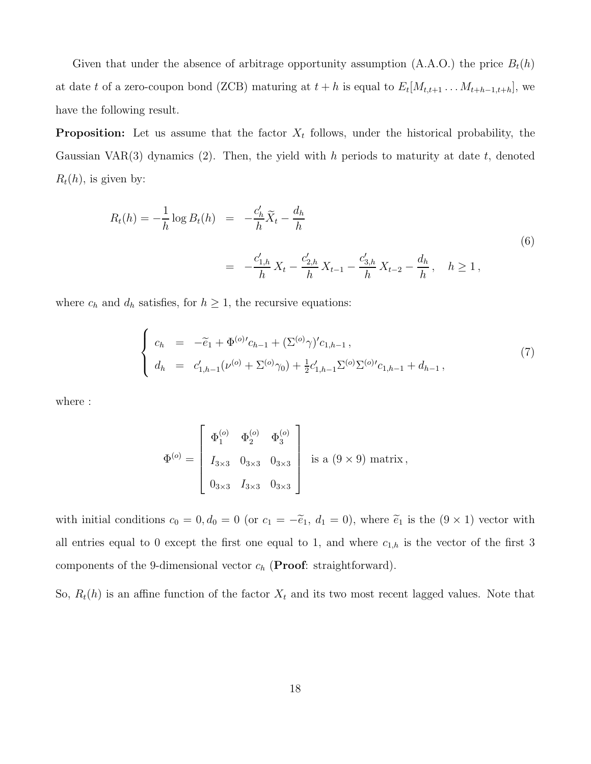Given that under the absence of arbitrage opportunity assumption (A.A.O.) the price $B_t(h)$ at date $t$ of a zero-coupon bond (ZCB) maturing at $t+h$ is equal to $E_t[M_{t,t+1} \dots M_{t+h-1,t+h}]$, we have the following result.

**Proposition:** Let us assume that the factor $X_t$ follows, under the historical probability, the Gaussian VAR(3) dynamics (2). Then, the yield with $h$ periods to maturity at date $t$, denoted $R_t(h)$, is given by:

$$
\begin{aligned}
R_t(h) = -\frac{1}{h}\log B_t(h) &= -\frac{c_h'}{h}\widetilde{X}_t - \frac{d_h}{h} \\
&= -\frac{c_{1,h}'}{h}X_t - \frac{c_{2,h}'}{h}X_{t-1} - \frac{c_{3,h}'}{h}X_{t-2} - \frac{d_h}{h}, \quad h \geq 1,
\end{aligned}
\tag{6}
$$

where $c_h$ and $d_h$ satisfies, for $h \geq 1$, the recursive equations:

$$
\left\{
\begin{aligned}
c_h &= -\widetilde{e}_1 + \Phi^{(o)\prime}c_{h-1} + (\Sigma^{(o)}\gamma)'c_{1,h-1}, \\
d_h &= c_{1,h-1}'(\nu^{(o)} + \Sigma^{(o)}\gamma_0) + \tfrac{1}{2}c_{1,h-1}'\Sigma^{(o)}\Sigma^{(o)\prime}c_{1,h-1} + d_{h-1},
\end{aligned}
\right.
\tag{7}
$$

where :

$$
\Phi^{(o)} = \begin{bmatrix} \Phi_1^{(o)} & \Phi_2^{(o)} & \Phi_3^{(o)} \\ I_{3\times 3} & 0_{3\times 3} & 0_{3\times 3} \\ 0_{3\times 3} & I_{3\times 3} & 0_{3\times 3} \end{bmatrix} \text{ is a } (9\times 9) \text{ matrix},
$$

with initial conditions $c_0 = 0, d_0 = 0$ (or $c_1 = -\widetilde{e}_1$, $d_1 = 0$), where $\widetilde{e}_1$ is the $(9\times 1)$ vector with all entries equal to 0 except the first one equal to 1, and where $c_{1,h}$ is the vector of the first 3 components of the 9-dimensional vector $c_h$ (**Proof**: straightforward).

So, $R_t(h)$ is an affine function of the factor $X_t$ and its two most recent lagged values. Note that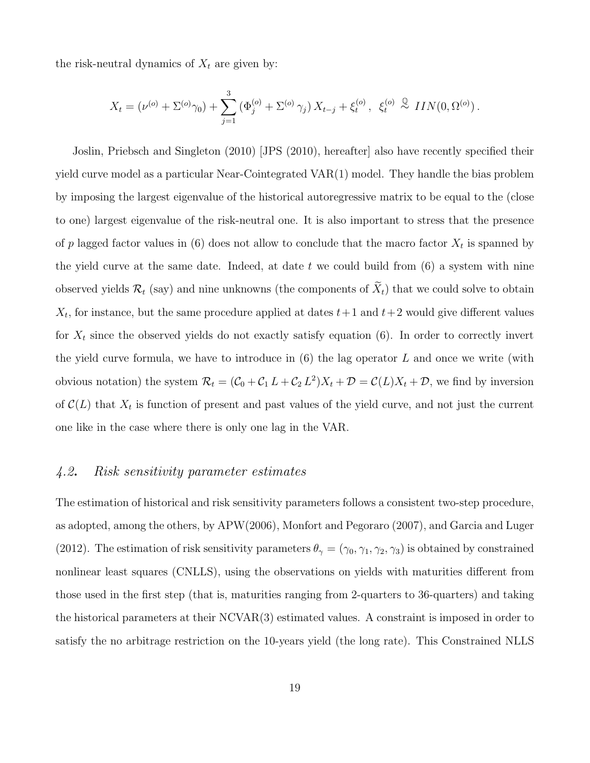the risk-neutral dynamics of $X_t$ are given by:

$$X_t = (\nu^{(o)} + \Sigma^{(o)}\gamma_0) + \sum_{j=1}^{3} (\Phi_j^{(o)} + \Sigma^{(o)}\gamma_j) X_{t-j} + \xi_t^{(o)}, \;\; \xi_t^{(o)} \overset{\mathbb{Q}}{\sim} IIN(0, \Omega^{(o)}).$$

Joslin, Priebsch and Singleton (2010) [JPS (2010), hereafter] also have recently specified their yield curve model as a particular Near-Cointegrated VAR(1) model. They handle the bias problem by imposing the largest eigenvalue of the historical autoregressive matrix to be equal to the (close to one) largest eigenvalue of the risk-neutral one. It is also important to stress that the presence of $p$ lagged factor values in (6) does not allow to conclude that the macro factor $X_t$ is spanned by the yield curve at the same date. Indeed, at date $t$ we could build from (6) a system with nine observed yields $\mathcal{R}_t$ (say) and nine unknowns (the components of $\widetilde{X}_t$) that we could solve to obtain $X_t$, for instance, but the same procedure applied at dates $t+1$ and $t+2$ would give different values for $X_t$ since the observed yields do not exactly satisfy equation (6). In order to correctly invert the yield curve formula, we have to introduce in (6) the lag operator $L$ and once we write (with obvious notation) the system $\mathcal{R}_t = (\mathcal{C}_0 + \mathcal{C}_1 L + \mathcal{C}_2 L^2)X_t + \mathcal{D} = \mathcal{C}(L)X_t + \mathcal{D}$, we find by inversion of $\mathcal{C}(L)$ that $X_t$ is function of present and past values of the yield curve, and not just the current one like in the case where there is only one lag in the VAR.

## *4.2.* *Risk sensitivity parameter estimates*

The estimation of historical and risk sensitivity parameters follows a consistent two-step procedure, as adopted, among the others, by APW(2006), Monfort and Pegoraro (2007), and Garcia and Luger (2012). The estimation of risk sensitivity parameters $\theta_\gamma = (\gamma_0, \gamma_1, \gamma_2, \gamma_3)$ is obtained by constrained nonlinear least squares (CNLLS), using the observations on yields with maturities different from those used in the first step (that is, maturities ranging from 2-quarters to 36-quarters) and taking the historical parameters at their NCVAR(3) estimated values. A constraint is imposed in order to satisfy the no arbitrage restriction on the 10-years yield (the long rate). This Constrained NLLS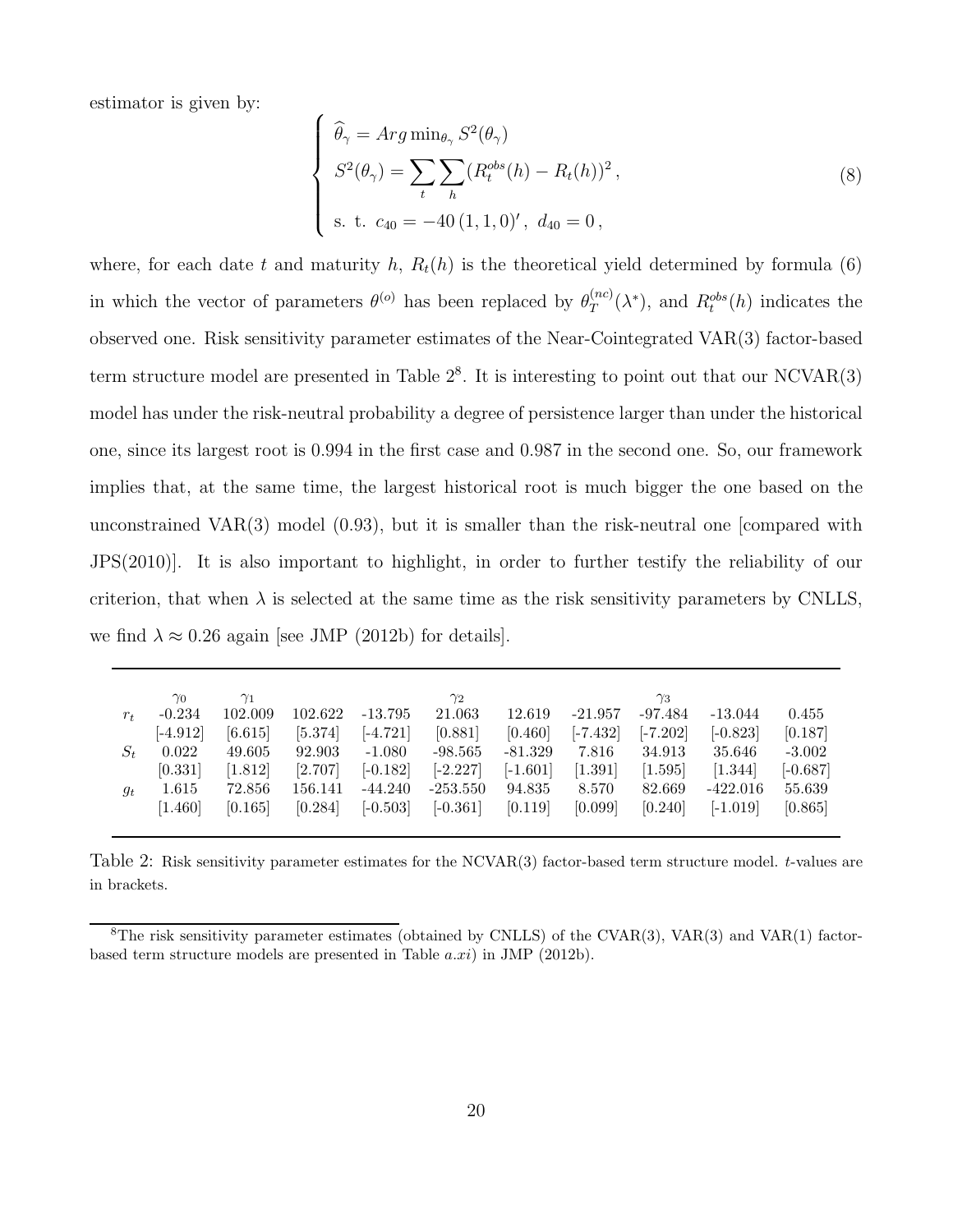estimator is given by:

$$
\begin{cases}
\widehat{\theta}_\gamma = Arg \min_{\theta_\gamma} S^2(\theta_\gamma) \\
S^2(\theta_\gamma) = \sum_t \sum_h (R_t^{obs}(h) - R_t(h))^2 \,, \\
\text{s. t. } c_{40} = -40\,(1,1,0)' \,,\ d_{40} = 0 \,,
\end{cases}
\tag{8}
$$

where, for each date $t$ and maturity $h$, $R_t(h)$ is the theoretical yield determined by formula (6) in which the vector of parameters $\theta^{(o)}$ has been replaced by $\theta_T^{(nc)}(\lambda^*)$, and $R_t^{obs}(h)$ indicates the observed one. Risk sensitivity parameter estimates of the Near-Cointegrated VAR(3) factor-based term structure model are presented in Table 2[8]. It is interesting to point out that our NCVAR(3) model has under the risk-neutral probability a degree of persistence larger than under the historical one, since its largest root is 0.994 in the first case and 0.987 in the second one. So, our framework implies that, at the same time, the largest historical root is much bigger the one based on the unconstrained VAR(3) model (0.93), but it is smaller than the risk-neutral one [compared with JPS(2010)]. It is also important to highlight, in order to further testify the reliability of our criterion, that when $\lambda$ is selected at the same time as the risk sensitivity parameters by CNLLS, we find $\lambda \approx 0.26$ again [see JMP (2012b) for details].

| | $\gamma_0$ | $\gamma_1$ | | | $\gamma_2$ | | | $\gamma_3$ | | |
|---|---|---|---|---|---|---|---|---|---|---|
| $r_t$ | -0.234 | 102.009 | 102.622 | -13.795 | 21.063 | 12.619 | -21.957 | -97.484 | -13.044 | 0.455 |
| | [-4.912] | [6.615] | [5.374] | [-4.721] | [0.881] | [0.460] | [-7.432] | [-7.202] | [-0.823] | [0.187] |
| $S_t$ | 0.022 | 49.605 | 92.903 | -1.080 | -98.565 | -81.329 | 7.816 | 34.913 | 35.646 | -3.002 |
| | [0.331] | [1.812] | [2.707] | [-0.182] | [-2.227] | [-1.601] | [1.391] | [1.595] | [1.344] | [-0.687] |
| $g_t$ | 1.615 | 72.856 | 156.141 | -44.240 | -253.550 | 94.835 | 8.570 | 82.669 | -422.016 | 55.639 |
| | [1.460] | [0.165] | [0.284] | [-0.503] | [-0.361] | [0.119] | [0.099] | [0.240] | [-1.019] | [0.865] |

Table 2: Risk sensitivity parameter estimates for the NCVAR(3) factor-based term structure model. $t$-values are in brackets.

[8] The risk sensitivity parameter estimates (obtained by CNLLS) of the CVAR(3), VAR(3) and VAR(1) factor-based term structure models are presented in Table *a.xi*) in JMP (2012b).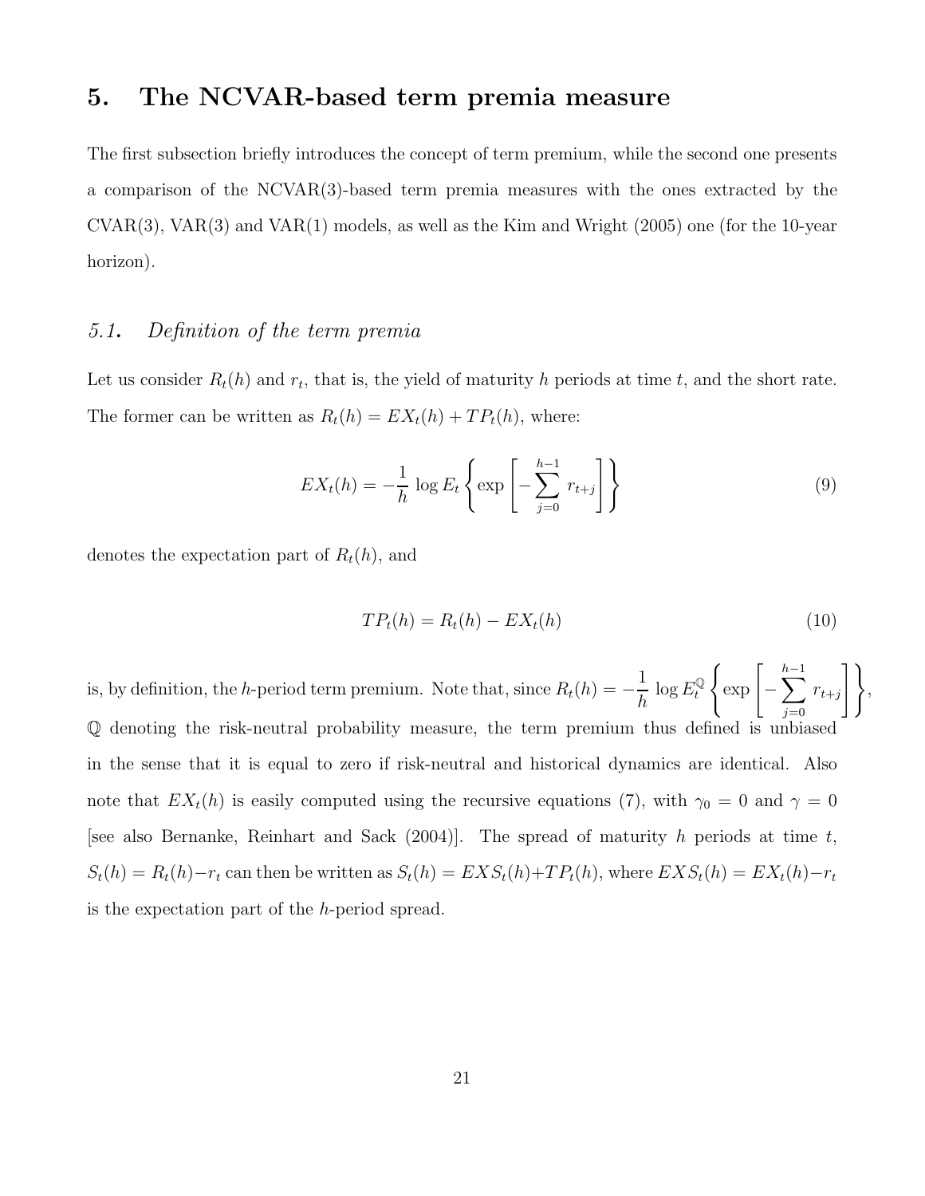# 5. The NCVAR-based term premia measure

The first subsection briefly introduces the concept of term premium, while the second one presents a comparison of the NCVAR(3)-based term premia measures with the ones extracted by the CVAR(3), VAR(3) and VAR(1) models, as well as the Kim and Wright (2005) one (for the 10-year horizon).

## *5.1. Definition of the term premia*

Let us consider $R_t(h)$ and $r_t$, that is, the yield of maturity $h$ periods at time $t$, and the short rate. The former can be written as $R_t(h) = EX_t(h) + TP_t(h)$, where:

$$EX_t(h) = -\frac{1}{h} \log E_t \left\{ \exp \left[ -\sum_{j=0}^{h-1} r_{t+j} \right] \right\} \tag{9}$$

denotes the expectation part of $R_t(h)$, and

$$TP_t(h) = R_t(h) - EX_t(h) \tag{10}$$

is, by definition, the $h$-period term premium. Note that, since $R_t(h) = -\frac{1}{h} \log E_t^{\mathbb{Q}} \left\{ \exp \left[ -\sum_{j=0}^{h-1} r_{t+j} \right] \right\}$, $\mathbb{Q}$ denoting the risk-neutral probability measure, the term premium thus defined is unbiased in the sense that it is equal to zero if risk-neutral and historical dynamics are identical. Also note that $EX_t(h)$ is easily computed using the recursive equations (7), with $\gamma_0 = 0$ and $\gamma = 0$ [see also Bernanke, Reinhart and Sack (2004)]. The spread of maturity $h$ periods at time $t$, $S_t(h) = R_t(h) - r_t$ can then be written as $S_t(h) = EXS_t(h) + TP_t(h)$, where $EXS_t(h) = EX_t(h) - r_t$ is the expectation part of the $h$-period spread.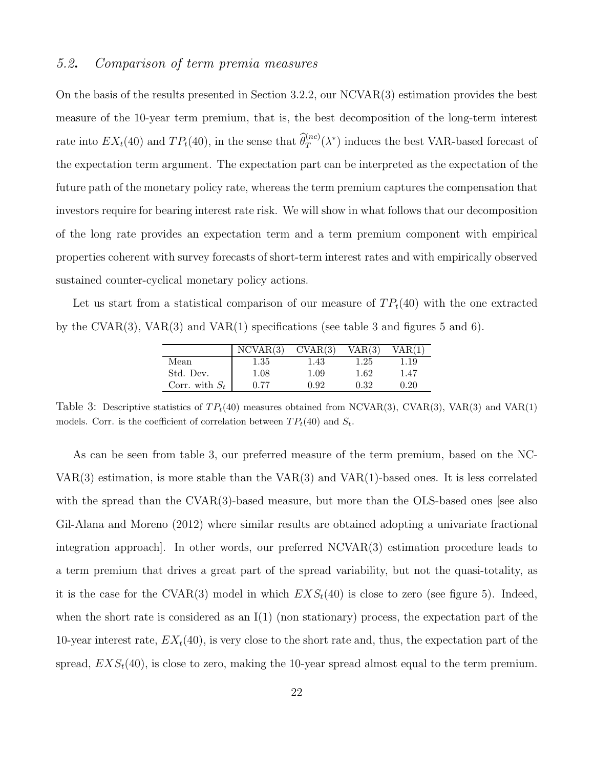### 5.2. Comparison of term premia measures

On the basis of the results presented in Section 3.2.2, our NCVAR(3) estimation provides the best measure of the 10-year term premium, that is, the best decomposition of the long-term interest rate into $EX_t(40)$ and $TP_t(40)$, in the sense that $\widehat{\theta}_T^{(nc)}(\lambda^*)$ induces the best VAR-based forecast of the expectation term argument. The expectation part can be interpreted as the expectation of the future path of the monetary policy rate, whereas the term premium captures the compensation that investors require for bearing interest rate risk. We will show in what follows that our decomposition of the long rate provides an expectation term and a term premium component with empirical properties coherent with survey forecasts of short-term interest rates and with empirically observed sustained counter-cyclical monetary policy actions.

Let us start from a statistical comparison of our measure of $TP_t(40)$ with the one extracted by the CVAR(3), VAR(3) and VAR(1) specifications (see table 3 and figures 5 and 6).

| | NCVAR(3) | CVAR(3) | VAR(3) | VAR(1) |
|---|---|---|---|---|
| Mean | 1.35 | 1.43 | 1.25 | 1.19 |
| Std. Dev. | 1.08 | 1.09 | 1.62 | 1.47 |
| Corr. with $S_t$ | 0.77 | 0.92 | 0.32 | 0.20 |

Table 3: Descriptive statistics of $TP_t(40)$ measures obtained from NCVAR(3), CVAR(3), VAR(3) and VAR(1) models. Corr. is the coefficient of correlation between $TP_t(40)$ and $S_t$.

As can be seen from table 3, our preferred measure of the term premium, based on the NCVAR(3) estimation, is more stable than the VAR(3) and VAR(1)-based ones. It is less correlated with the spread than the CVAR(3)-based measure, but more than the OLS-based ones [see also Gil-Alana and Moreno (2012) where similar results are obtained adopting a univariate fractional integration approach]. In other words, our preferred NCVAR(3) estimation procedure leads to a term premium that drives a great part of the spread variability, but not the quasi-totality, as it is the case for the CVAR(3) model in which $EXS_t(40)$ is close to zero (see figure 5). Indeed, when the short rate is considered as an I(1) (non stationary) process, the expectation part of the 10-year interest rate, $EX_t(40)$, is very close to the short rate and, thus, the expectation part of the spread, $EXS_t(40)$, is close to zero, making the 10-year spread almost equal to the term premium.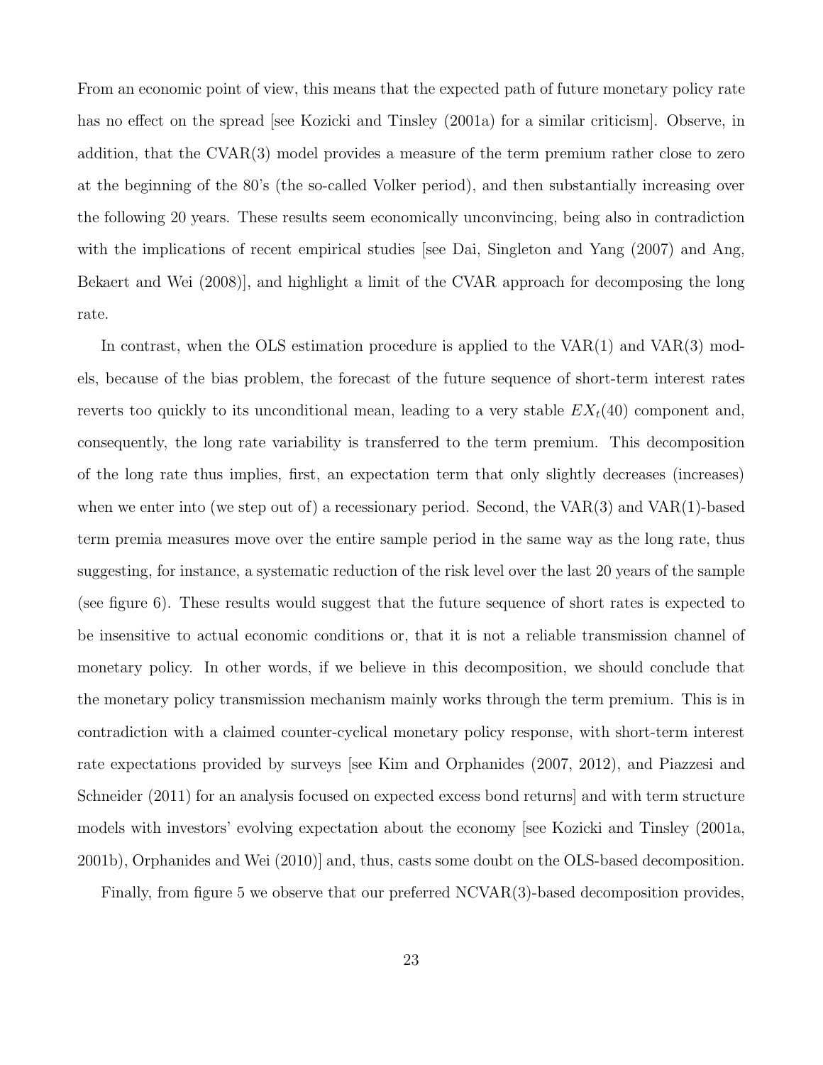From an economic point of view, this means that the expected path of future monetary policy rate has no effect on the spread [see Kozicki and Tinsley (2001a) for a similar criticism]. Observe, in addition, that the CVAR(3) model provides a measure of the term premium rather close to zero at the beginning of the 80's (the so-called Volker period), and then substantially increasing over the following 20 years. These results seem economically unconvincing, being also in contradiction with the implications of recent empirical studies [see Dai, Singleton and Yang (2007) and Ang, Bekaert and Wei (2008)], and highlight a limit of the CVAR approach for decomposing the long rate.

In contrast, when the OLS estimation procedure is applied to the VAR(1) and VAR(3) models, because of the bias problem, the forecast of the future sequence of short-term interest rates reverts too quickly to its unconditional mean, leading to a very stable $EX_t(40)$ component and, consequently, the long rate variability is transferred to the term premium. This decomposition of the long rate thus implies, first, an expectation term that only slightly decreases (increases) when we enter into (we step out of) a recessionary period. Second, the VAR(3) and VAR(1)-based term premia measures move over the entire sample period in the same way as the long rate, thus suggesting, for instance, a systematic reduction of the risk level over the last 20 years of the sample (see figure 6). These results would suggest that the future sequence of short rates is expected to be insensitive to actual economic conditions or, that it is not a reliable transmission channel of monetary policy. In other words, if we believe in this decomposition, we should conclude that the monetary policy transmission mechanism mainly works through the term premium. This is in contradiction with a claimed counter-cyclical monetary policy response, with short-term interest rate expectations provided by surveys [see Kim and Orphanides (2007, 2012), and Piazzesi and Schneider (2011) for an analysis focused on expected excess bond returns] and with term structure models with investors' evolving expectation about the economy [see Kozicki and Tinsley (2001a, 2001b), Orphanides and Wei (2010)] and, thus, casts some doubt on the OLS-based decomposition.

Finally, from figure 5 we observe that our preferred NCVAR(3)-based decomposition provides,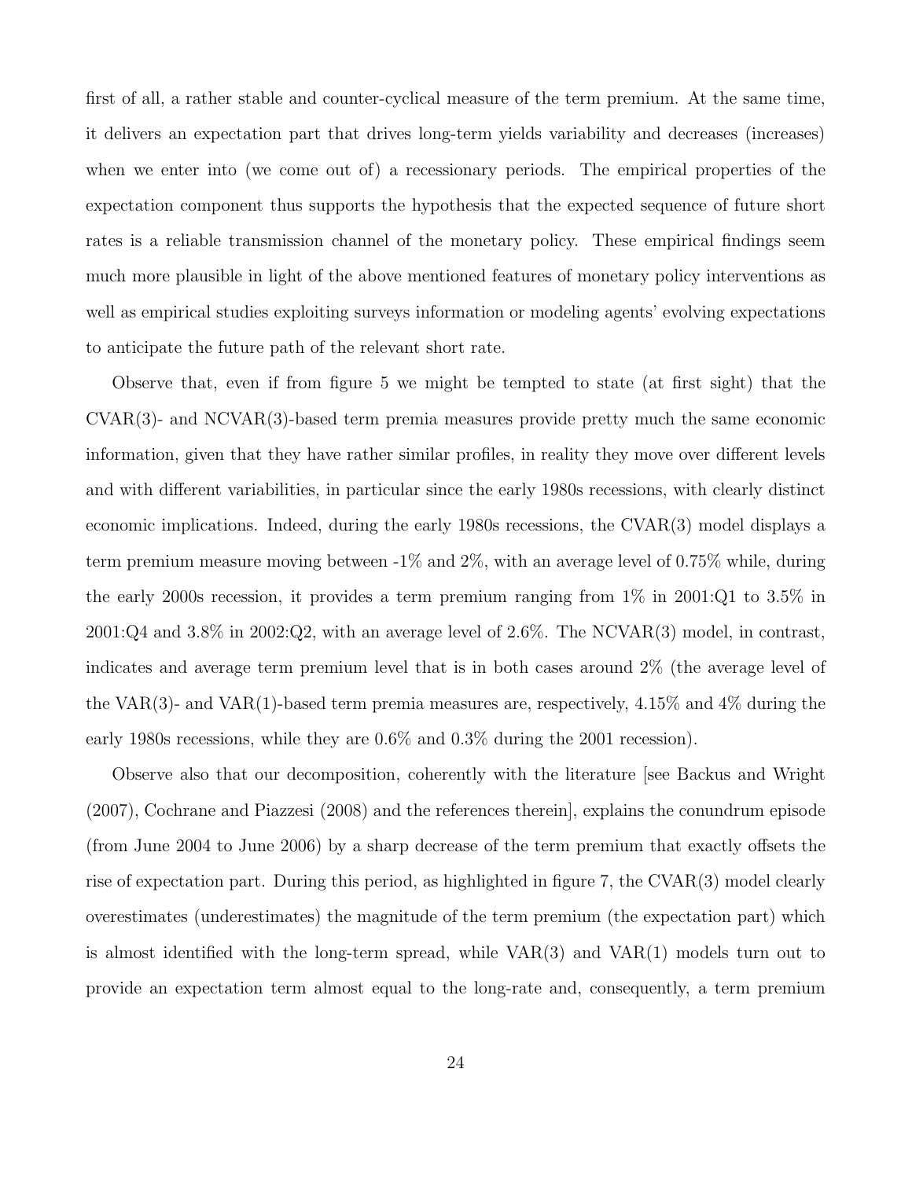first of all, a rather stable and counter-cyclical measure of the term premium. At the same time, it delivers an expectation part that drives long-term yields variability and decreases (increases) when we enter into (we come out of) a recessionary periods. The empirical properties of the expectation component thus supports the hypothesis that the expected sequence of future short rates is a reliable transmission channel of the monetary policy. These empirical findings seem much more plausible in light of the above mentioned features of monetary policy interventions as well as empirical studies exploiting surveys information or modeling agents' evolving expectations to anticipate the future path of the relevant short rate.

Observe that, even if from figure 5 we might be tempted to state (at first sight) that the CVAR(3)- and NCVAR(3)-based term premia measures provide pretty much the same economic information, given that they have rather similar profiles, in reality they move over different levels and with different variabilities, in particular since the early 1980s recessions, with clearly distinct economic implications. Indeed, during the early 1980s recessions, the CVAR(3) model displays a term premium measure moving between -1% and 2%, with an average level of 0.75% while, during the early 2000s recession, it provides a term premium ranging from 1% in 2001:Q1 to 3.5% in 2001:Q4 and 3.8% in 2002:Q2, with an average level of 2.6%. The NCVAR(3) model, in contrast, indicates and average term premium level that is in both cases around 2% (the average level of the VAR(3)- and VAR(1)-based term premia measures are, respectively, 4.15% and 4% during the early 1980s recessions, while they are 0.6% and 0.3% during the 2001 recession).

Observe also that our decomposition, coherently with the literature [see Backus and Wright (2007), Cochrane and Piazzesi (2008) and the references therein], explains the conundrum episode (from June 2004 to June 2006) by a sharp decrease of the term premium that exactly offsets the rise of expectation part. During this period, as highlighted in figure 7, the CVAR(3) model clearly overestimates (underestimates) the magnitude of the term premium (the expectation part) which is almost identified with the long-term spread, while VAR(3) and VAR(1) models turn out to provide an expectation term almost equal to the long-rate and, consequently, a term premium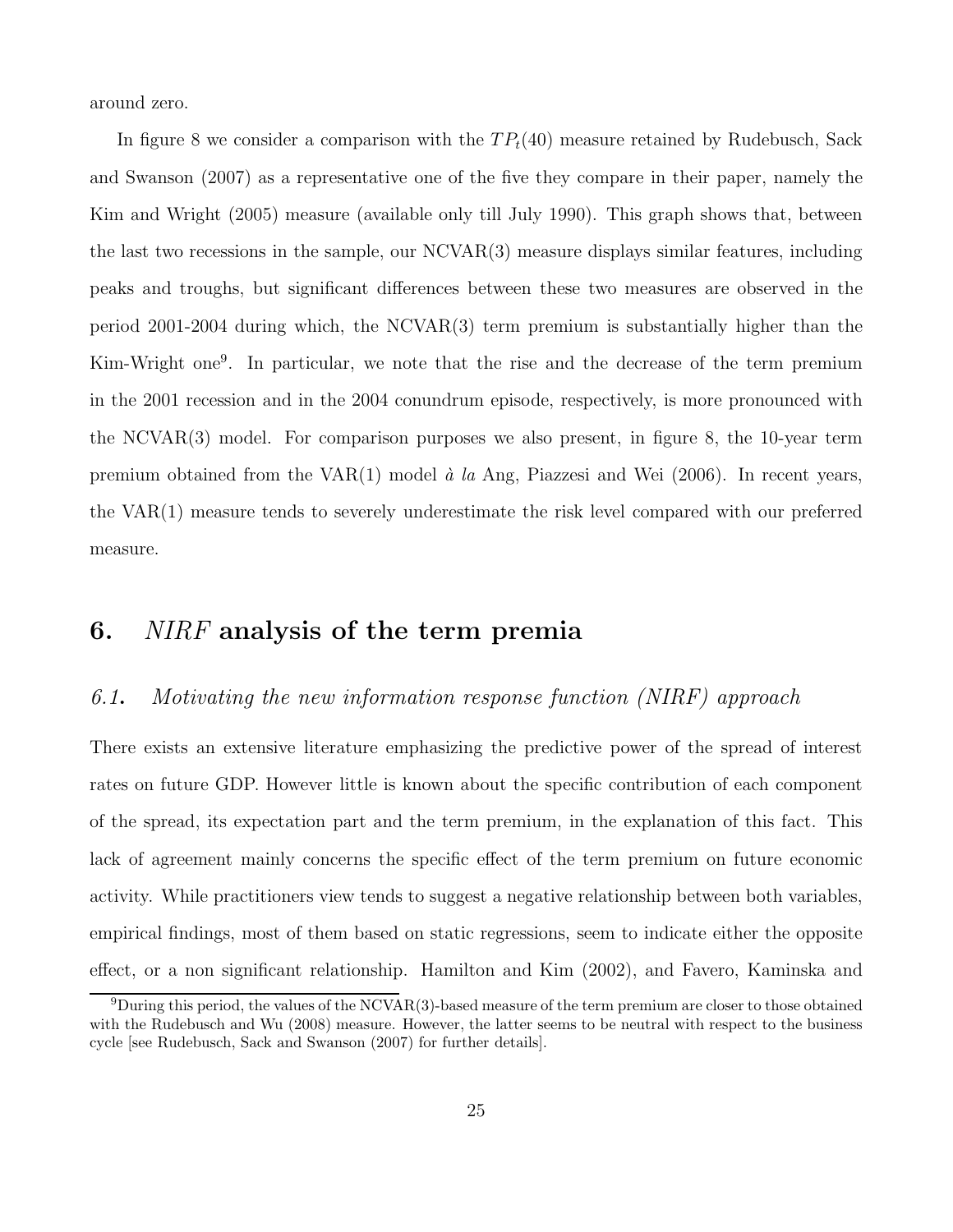around zero.

In figure 8 we consider a comparison with the $TP_t(40)$ measure retained by Rudebusch, Sack and Swanson (2007) as a representative one of the five they compare in their paper, namely the Kim and Wright (2005) measure (available only till July 1990). This graph shows that, between the last two recessions in the sample, our NCVAR(3) measure displays similar features, including peaks and troughs, but significant differences between these two measures are observed in the period 2001-2004 during which, the NCVAR(3) term premium is substantially higher than the Kim-Wright one[9]. In particular, we note that the rise and the decrease of the term premium in the 2001 recession and in the 2004 conundrum episode, respectively, is more pronounced with the NCVAR(3) model. For comparison purposes we also present, in figure 8, the 10-year term premium obtained from the VAR(1) model *à la* Ang, Piazzesi and Wei (2006). In recent years, the VAR(1) measure tends to severely underestimate the risk level compared with our preferred measure.

## 6. *NIRF* analysis of the term premia

### *6.1. Motivating the new information response function (NIRF) approach*

There exists an extensive literature emphasizing the predictive power of the spread of interest rates on future GDP. However little is known about the specific contribution of each component of the spread, its expectation part and the term premium, in the explanation of this fact. This lack of agreement mainly concerns the specific effect of the term premium on future economic activity. While practitioners view tends to suggest a negative relationship between both variables, empirical findings, most of them based on static regressions, seem to indicate either the opposite effect, or a non significant relationship. Hamilton and Kim (2002), and Favero, Kaminska and

[9] During this period, the values of the NCVAR(3)-based measure of the term premium are closer to those obtained with the Rudebusch and Wu (2008) measure. However, the latter seems to be neutral with respect to the business cycle [see Rudebusch, Sack and Swanson (2007) for further details].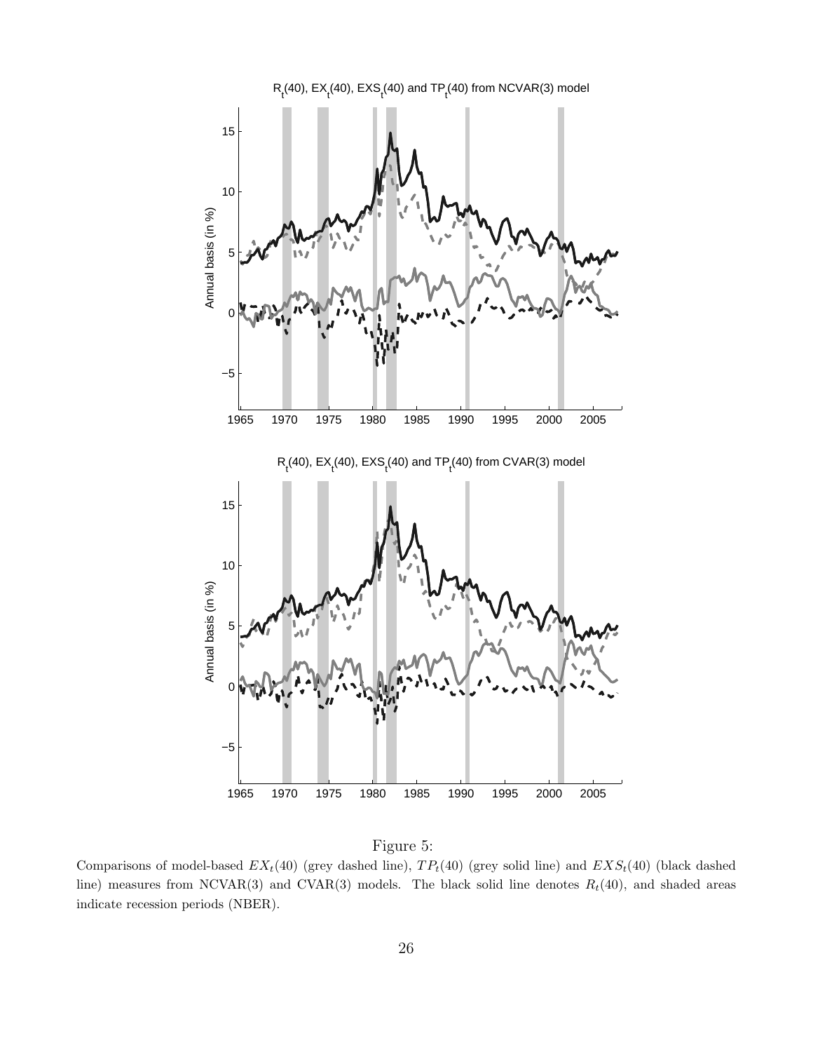Figure 5:

Comparisons of model-based $EX_t(40)$ (grey dashed line), $TP_t(40)$ (grey solid line) and $EXS_t(40)$ (black dashed line) measures from NCVAR(3) and CVAR(3) models. The black solid line denotes $R_t(40)$, and shaded areas indicate recession periods (NBER).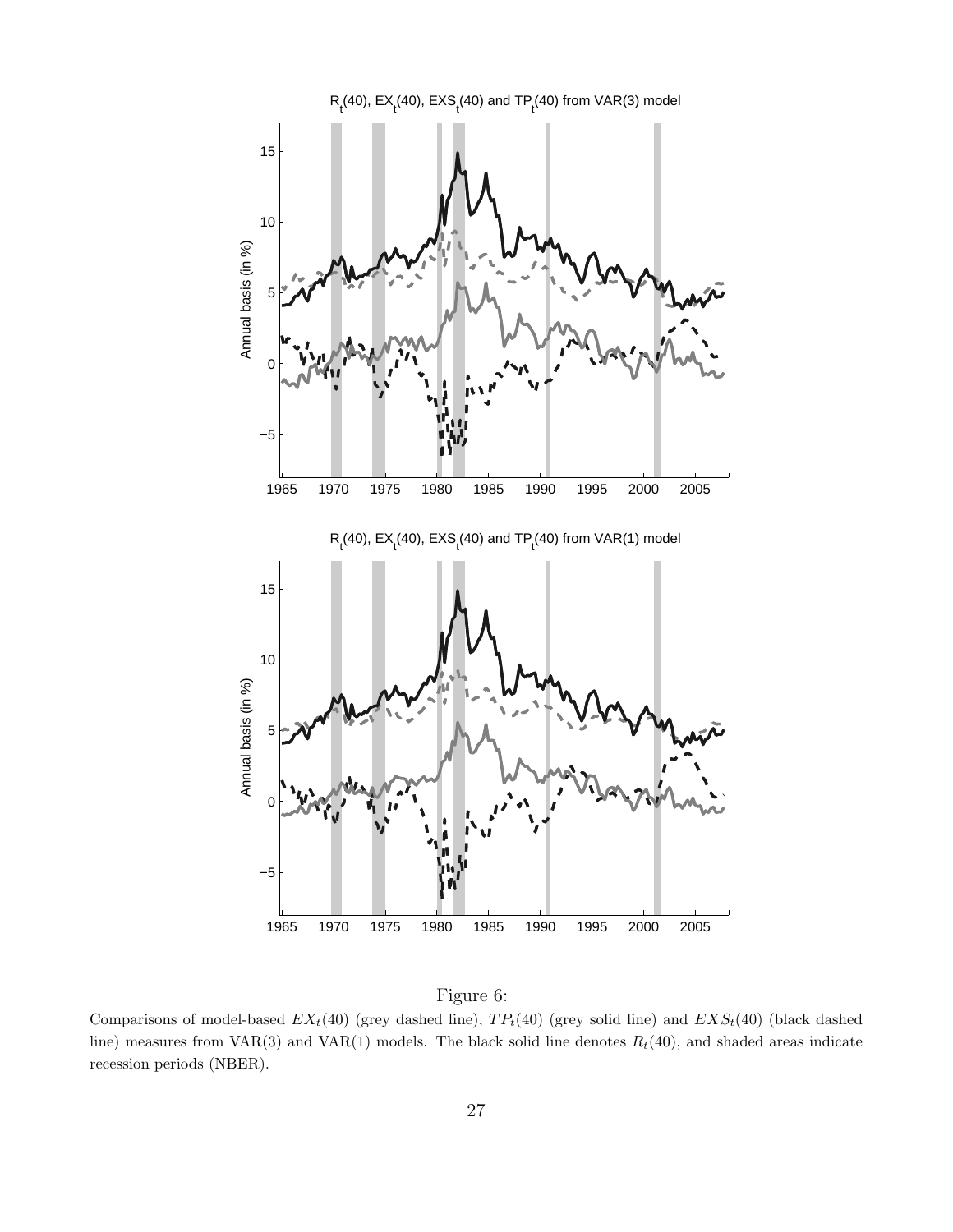Figure 6:

Comparisons of model-based $EX_t(40)$ (grey dashed line), $TP_t(40)$ (grey solid line) and $EXS_t(40)$ (black dashed line) measures from VAR(3) and VAR(1) models. The black solid line denotes $R_t(40)$, and shaded areas indicate recession periods (NBER).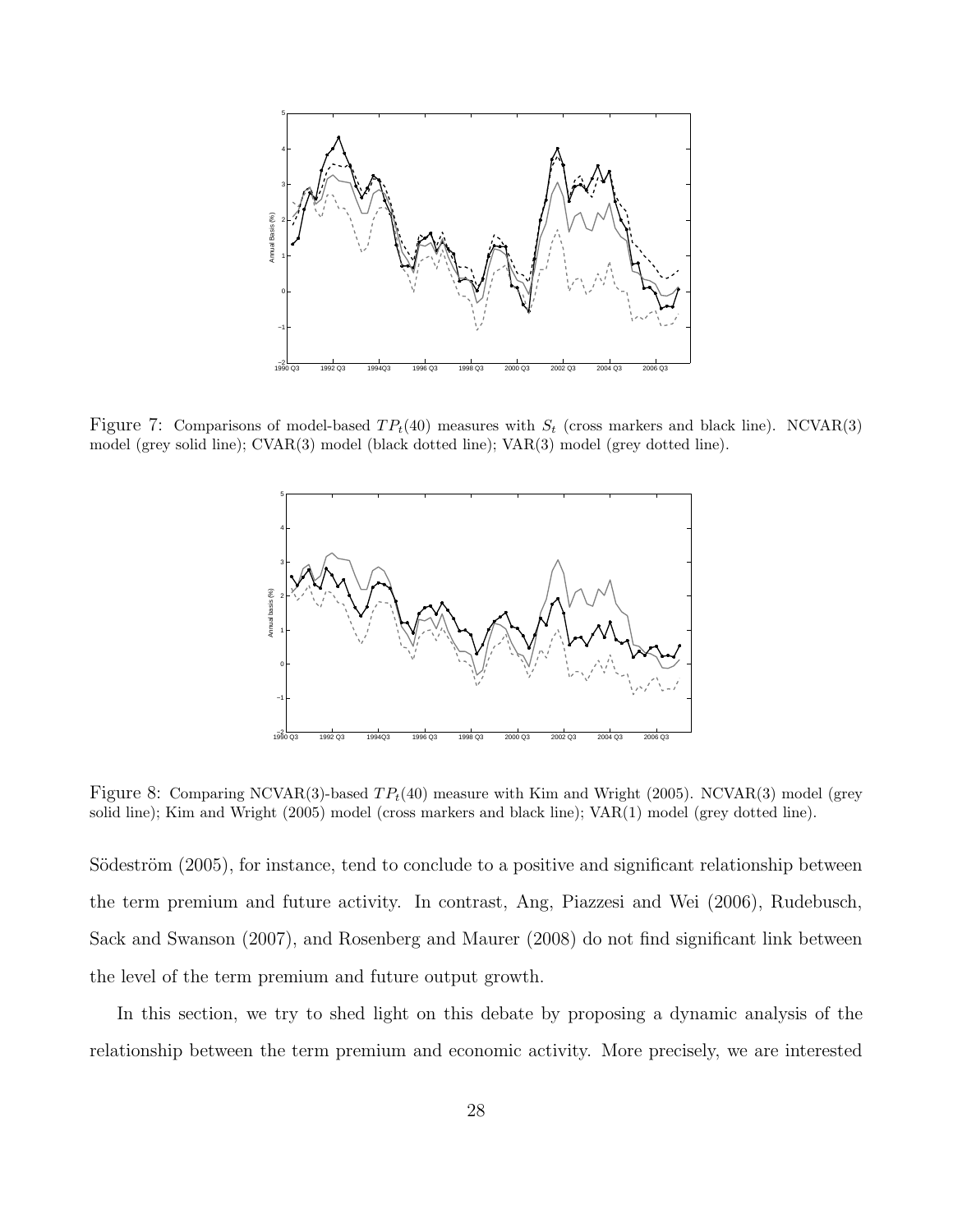Figure 7: Comparisons of model-based $TP_t(40)$ measures with $S_t$ (cross markers and black line). NCVAR(3) model (grey solid line); CVAR(3) model (black dotted line); VAR(3) model (grey dotted line).

Figure 8: Comparing NCVAR(3)-based $TP_t(40)$ measure with Kim and Wright (2005). NCVAR(3) model (grey solid line); Kim and Wright (2005) model (cross markers and black line); VAR(1) model (grey dotted line).

Södeström (2005), for instance, tend to conclude to a positive and significant relationship between the term premium and future activity. In contrast, Ang, Piazzesi and Wei (2006), Rudebusch, Sack and Swanson (2007), and Rosenberg and Maurer (2008) do not find significant link between the level of the term premium and future output growth.

In this section, we try to shed light on this debate by proposing a dynamic analysis of the relationship between the term premium and economic activity. More precisely, we are interested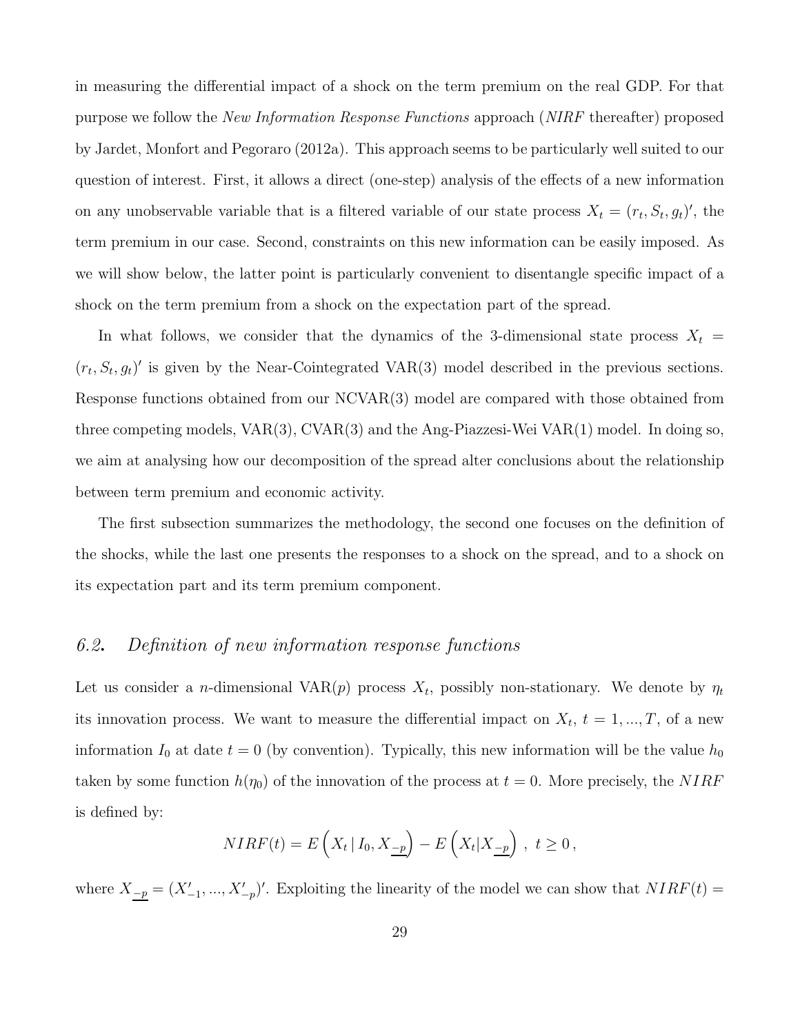in measuring the differential impact of a shock on the term premium on the real GDP. For that purpose we follow the *New Information Response Functions* approach (*NIRF* thereafter) proposed by Jardet, Monfort and Pegoraro (2012a). This approach seems to be particularly well suited to our question of interest. First, it allows a direct (one-step) analysis of the effects of a new information on any unobservable variable that is a filtered variable of our state process $X_t = (r_t, S_t, g_t)'$, the term premium in our case. Second, constraints on this new information can be easily imposed. As we will show below, the latter point is particularly convenient to disentangle specific impact of a shock on the term premium from a shock on the expectation part of the spread.

In what follows, we consider that the dynamics of the 3-dimensional state process $X_t = (r_t, S_t, g_t)'$ is given by the Near-Cointegrated VAR(3) model described in the previous sections. Response functions obtained from our NCVAR(3) model are compared with those obtained from three competing models, VAR(3), CVAR(3) and the Ang-Piazzesi-Wei VAR(1) model. In doing so, we aim at analysing how our decomposition of the spread alter conclusions about the relationship between term premium and economic activity.

The first subsection summarizes the methodology, the second one focuses on the definition of the shocks, while the last one presents the responses to a shock on the spread, and to a shock on its expectation part and its term premium component.

## *6.2. Definition of new information response functions*

Let us consider a $n$-dimensional VAR($p$) process $X_t$, possibly non-stationary. We denote by $\eta_t$ its innovation process. We want to measure the differential impact on $X_t$, $t = 1, ..., T$, of a new information $I_0$ at date $t = 0$ (by convention). Typically, this new information will be the value $h_0$ taken by some function $h(\eta_0)$ of the innovation of the process at $t = 0$. More precisely, the $NIRF$ is defined by:

$$NIRF(t) = E\left(X_t \,|\, I_0, X_{\underline{-p}}\right) - E\left(X_t | X_{\underline{-p}}\right) \,,\; t \geq 0\,,$$

where $X_{\underline{-p}} = (X'_{-1}, ..., X'_{-p})'$. Exploiting the linearity of the model we can show that $NIRF(t) =$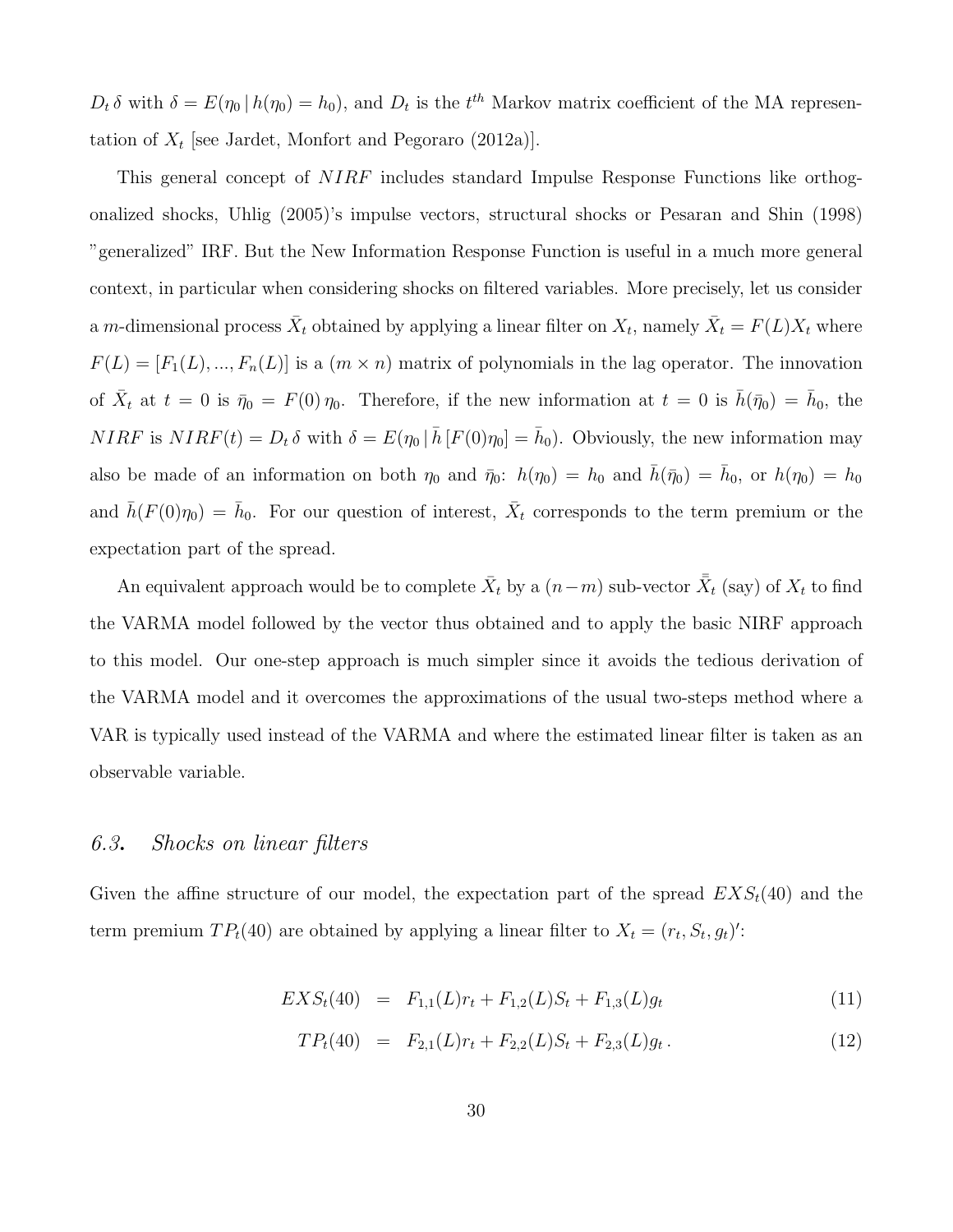$D_t\,\delta$ with $\delta = E(\eta_0 \,|\, h(\eta_0) = h_0)$, and $D_t$ is the $t^{th}$ Markov matrix coefficient of the MA representation of $X_t$ [see Jardet, Monfort and Pegoraro (2012a)].

This general concept of $NIRF$ includes standard Impulse Response Functions like orthogonalized shocks, Uhlig (2005)'s impulse vectors, structural shocks or Pesaran and Shin (1998) "generalized" IRF. But the New Information Response Function is useful in a much more general context, in particular when considering shocks on filtered variables. More precisely, let us consider a $m$-dimensional process $\bar{X}_t$ obtained by applying a linear filter on $X_t$, namely $\bar{X}_t = F(L)X_t$ where $F(L) = [F_1(L), ..., F_n(L)]$ is a $(m \times n)$ matrix of polynomials in the lag operator. The innovation of $\bar{X}_t$ at $t = 0$ is $\bar{\eta}_0 = F(0)\,\eta_0$. Therefore, if the new information at $t = 0$ is $\bar{h}(\bar{\eta}_0) = \bar{h}_0$, the $NIRF$ is $NIRF(t) = D_t\,\delta$ with $\delta = E(\eta_0 \,|\, \bar{h}\,[F(0)\eta_0] = \bar{h}_0)$. Obviously, the new information may also be made of an information on both $\eta_0$ and $\bar{\eta}_0$: $h(\eta_0) = h_0$ and $\bar{h}(\bar{\eta}_0) = \bar{h}_0$, or $h(\eta_0) = h_0$ and $\bar{h}(F(0)\eta_0) = \bar{h}_0$. For our question of interest, $\bar{X}_t$ corresponds to the term premium or the expectation part of the spread.

An equivalent approach would be to complete $\bar{X}_t$ by a $(n-m)$ sub-vector $\bar{\bar{X}}_t$ (say) of $X_t$ to find the VARMA model followed by the vector thus obtained and to apply the basic NIRF approach to this model. Our one-step approach is much simpler since it avoids the tedious derivation of the VARMA model and it overcomes the approximations of the usual two-steps method where a VAR is typically used instead of the VARMA and where the estimated linear filter is taken as an observable variable.

### *6.3. Shocks on linear filters*

Given the affine structure of our model, the expectation part of the spread $EXS_t(40)$ and the term premium $TP_t(40)$ are obtained by applying a linear filter to $X_t = (r_t, S_t, g_t)'$:

$$EXS_t(40) \;=\; F_{1,1}(L)r_t + F_{1,2}(L)S_t + F_{1,3}(L)g_t \tag{11}$$

$$TP_t(40) \;=\; F_{2,1}(L)r_t + F_{2,2}(L)S_t + F_{2,3}(L)g_t\,. \tag{12}$$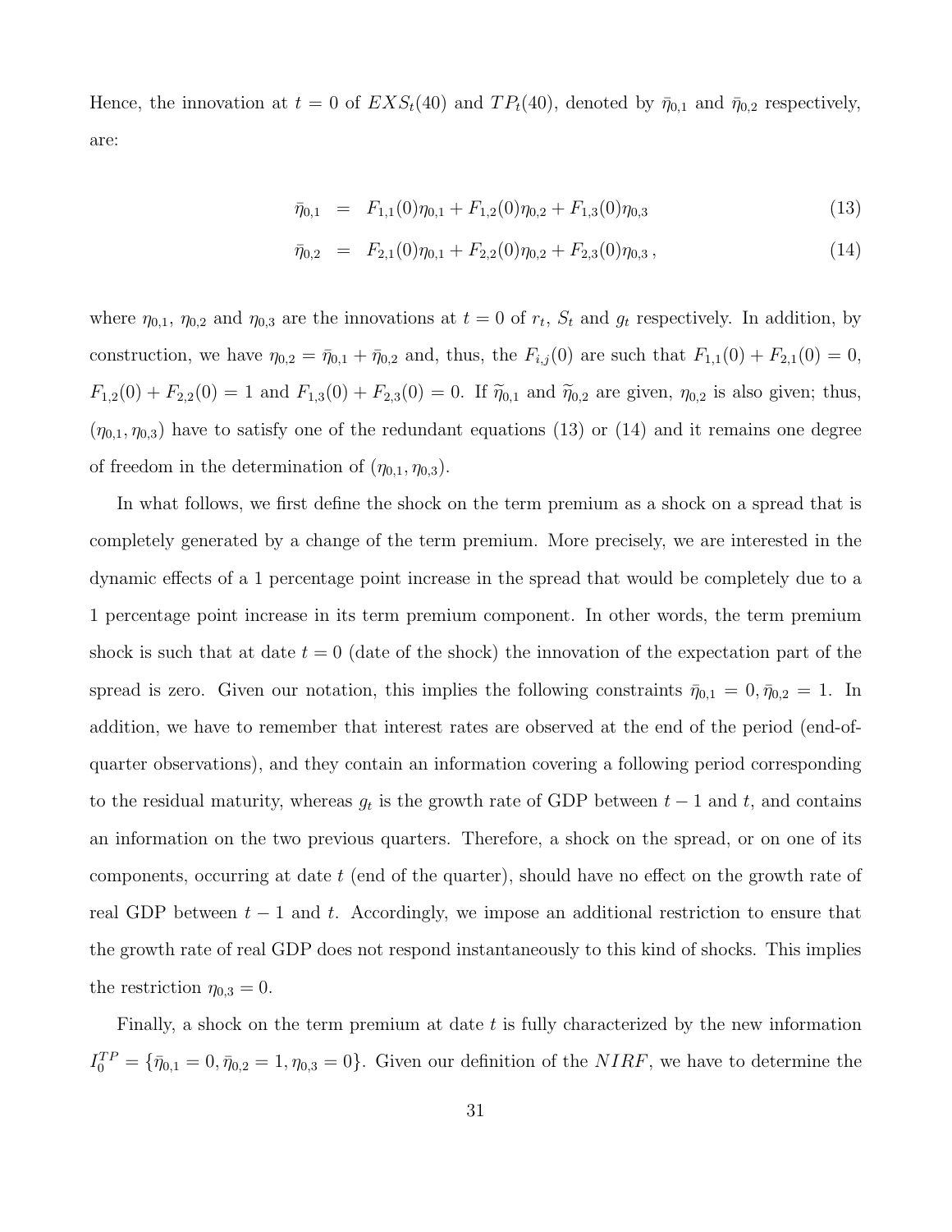Hence, the innovation at $t = 0$ of $EXS_t(40)$ and $TP_t(40)$, denoted by $\bar{\eta}_{0,1}$ and $\bar{\eta}_{0,2}$ respectively, are:

$$
\begin{aligned}
\bar{\eta}_{0,1} &= F_{1,1}(0)\eta_{0,1} + F_{1,2}(0)\eta_{0,2} + F_{1,3}(0)\eta_{0,3} \qquad (13)\\
\bar{\eta}_{0,2} &= F_{2,1}(0)\eta_{0,1} + F_{2,2}(0)\eta_{0,2} + F_{2,3}(0)\eta_{0,3}\,, \qquad (14)
\end{aligned}
$$

where $\eta_{0,1}$, $\eta_{0,2}$ and $\eta_{0,3}$ are the innovations at $t = 0$ of $r_t$, $S_t$ and $g_t$ respectively. In addition, by construction, we have $\eta_{0,2} = \bar{\eta}_{0,1} + \bar{\eta}_{0,2}$ and, thus, the $F_{i,j}(0)$ are such that $F_{1,1}(0) + F_{2,1}(0) = 0$, $F_{1,2}(0) + F_{2,2}(0) = 1$ and $F_{1,3}(0) + F_{2,3}(0) = 0$. If $\widetilde{\eta}_{0,1}$ and $\widetilde{\eta}_{0,2}$ are given, $\eta_{0,2}$ is also given; thus, $(\eta_{0,1}, \eta_{0,3})$ have to satisfy one of the redundant equations (13) or (14) and it remains one degree of freedom in the determination of $(\eta_{0,1}, \eta_{0,3})$.

In what follows, we first define the shock on the term premium as a shock on a spread that is completely generated by a change of the term premium. More precisely, we are interested in the dynamic effects of a 1 percentage point increase in the spread that would be completely due to a 1 percentage point increase in its term premium component. In other words, the term premium shock is such that at date $t = 0$ (date of the shock) the innovation of the expectation part of the spread is zero. Given our notation, this implies the following constraints $\bar{\eta}_{0,1} = 0, \bar{\eta}_{0,2} = 1$. In addition, we have to remember that interest rates are observed at the end of the period (end-of-quarter observations), and they contain an information covering a following period corresponding to the residual maturity, whereas $g_t$ is the growth rate of GDP between $t-1$ and $t$, and contains an information on the two previous quarters. Therefore, a shock on the spread, or on one of its components, occurring at date $t$ (end of the quarter), should have no effect on the growth rate of real GDP between $t-1$ and $t$. Accordingly, we impose an additional restriction to ensure that the growth rate of real GDP does not respond instantaneously to this kind of shocks. This implies the restriction $\eta_{0,3} = 0$.

Finally, a shock on the term premium at date $t$ is fully characterized by the new information $I_0^{TP} = \{\bar{\eta}_{0,1} = 0, \bar{\eta}_{0,2} = 1, \eta_{0,3} = 0\}$. Given our definition of the $NIRF$, we have to determine the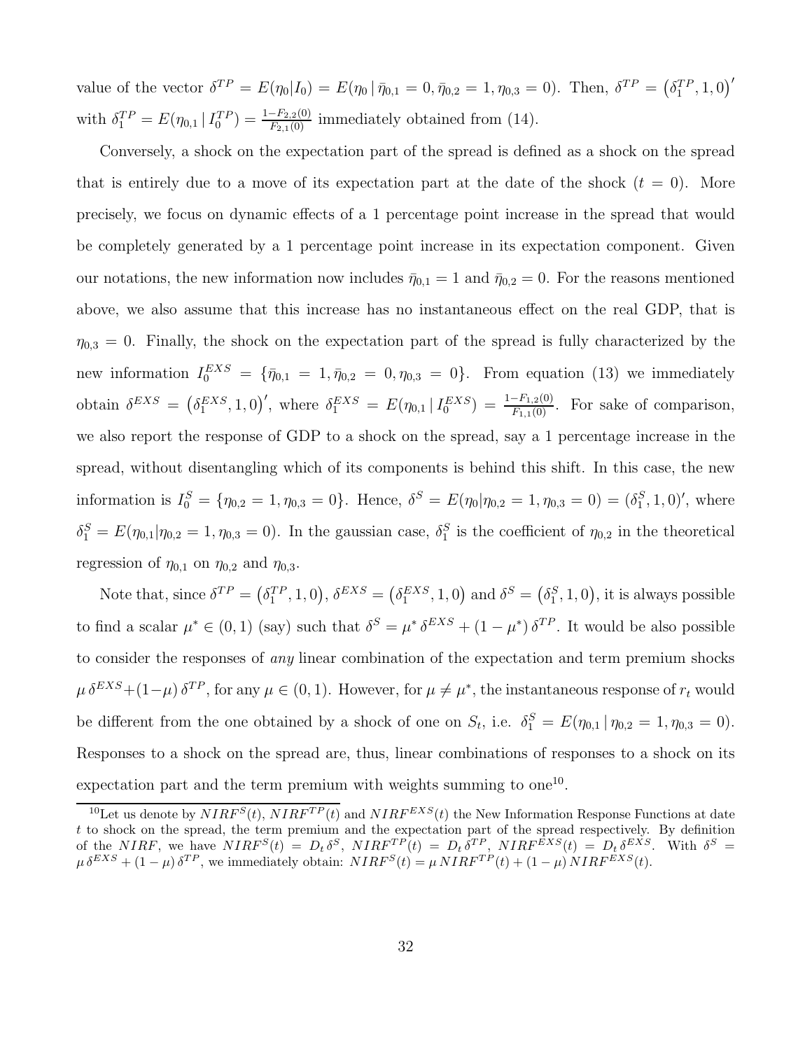value of the vector $\delta^{TP} = E(\eta_0|I_0) = E(\eta_0 \,|\, \bar{\eta}_{0,1} = 0, \bar{\eta}_{0,2} = 1, \eta_{0,3} = 0)$. Then, $\delta^{TP} = \left(\delta_1^{TP}, 1, 0\right)'$ with $\delta_1^{TP} = E(\eta_{0,1} \,|\, I_0^{TP}) = \frac{1-F_{2,2}(0)}{F_{2,1}(0)}$ immediately obtained from (14).

Conversely, a shock on the expectation part of the spread is defined as a shock on the spread that is entirely due to a move of its expectation part at the date of the shock ($t = 0$). More precisely, we focus on dynamic effects of a 1 percentage point increase in the spread that would be completely generated by a 1 percentage point increase in its expectation component. Given our notations, the new information now includes $\bar{\eta}_{0,1} = 1$ and $\bar{\eta}_{0,2} = 0$. For the reasons mentioned above, we also assume that this increase has no instantaneous effect on the real GDP, that is $\eta_{0,3} = 0$. Finally, the shock on the expectation part of the spread is fully characterized by the new information $I_0^{EXS} = \{\bar{\eta}_{0,1} = 1, \bar{\eta}_{0,2} = 0, \eta_{0,3} = 0\}$. From equation (13) we immediately obtain $\delta^{EXS} = \left(\delta_1^{EXS}, 1, 0\right)'$, where $\delta_1^{EXS} = E(\eta_{0,1} \,|\, I_0^{EXS}) = \frac{1-F_{1,2}(0)}{F_{1,1}(0)}$. For sake of comparison, we also report the response of GDP to a shock on the spread, say a 1 percentage increase in the spread, without disentangling which of its components is behind this shift. In this case, the new information is $I_0^S = \{\eta_{0,2} = 1, \eta_{0,3} = 0\}$. Hence, $\delta^S = E(\eta_0|\eta_{0,2} = 1, \eta_{0,3} = 0) = (\delta_1^S, 1, 0)'$, where $\delta_1^S = E(\eta_{0,1}|\eta_{0,2} = 1, \eta_{0,3} = 0)$. In the gaussian case, $\delta_1^S$ is the coefficient of $\eta_{0,2}$ in the theoretical regression of $\eta_{0,1}$ on $\eta_{0,2}$ and $\eta_{0,3}$.

Note that, since $\delta^{TP} = \left(\delta_1^{TP}, 1, 0\right)$, $\delta^{EXS} = \left(\delta_1^{EXS}, 1, 0\right)$ and $\delta^S = \left(\delta_1^S, 1, 0\right)$, it is always possible to find a scalar $\mu^* \in (0,1)$ (say) such that $\delta^S = \mu^* \, \delta^{EXS} + (1-\mu^*) \, \delta^{TP}$. It would be also possible to consider the responses of *any* linear combination of the expectation and term premium shocks $\mu \, \delta^{EXS} + (1-\mu) \, \delta^{TP}$, for any $\mu \in (0,1)$. However, for $\mu \neq \mu^*$, the instantaneous response of $r_t$ would be different from the one obtained by a shock of one on $S_t$, i.e. $\delta_1^S = E(\eta_{0,1} \,|\, \eta_{0,2} = 1, \eta_{0,3} = 0)$. Responses to a shock on the spread are, thus, linear combinations of responses to a shock on its expectation part and the term premium with weights summing to one[10].

[10] Let us denote by $NIRF^S(t)$, $NIRF^{TP}(t)$ and $NIRF^{EXS}(t)$ the New Information Response Functions at date $t$ to shock on the spread, the term premium and the expectation part of the spread respectively. By definition of the $NIRF$, we have $NIRF^S(t) = D_t \, \delta^S$, $NIRF^{TP}(t) = D_t \, \delta^{TP}$, $NIRF^{EXS}(t) = D_t \, \delta^{EXS}$. With $\delta^S = \mu \, \delta^{EXS} + (1-\mu) \, \delta^{TP}$, we immediately obtain: $NIRF^S(t) = \mu \, NIRF^{TP}(t) + (1-\mu) \, NIRF^{EXS}(t)$.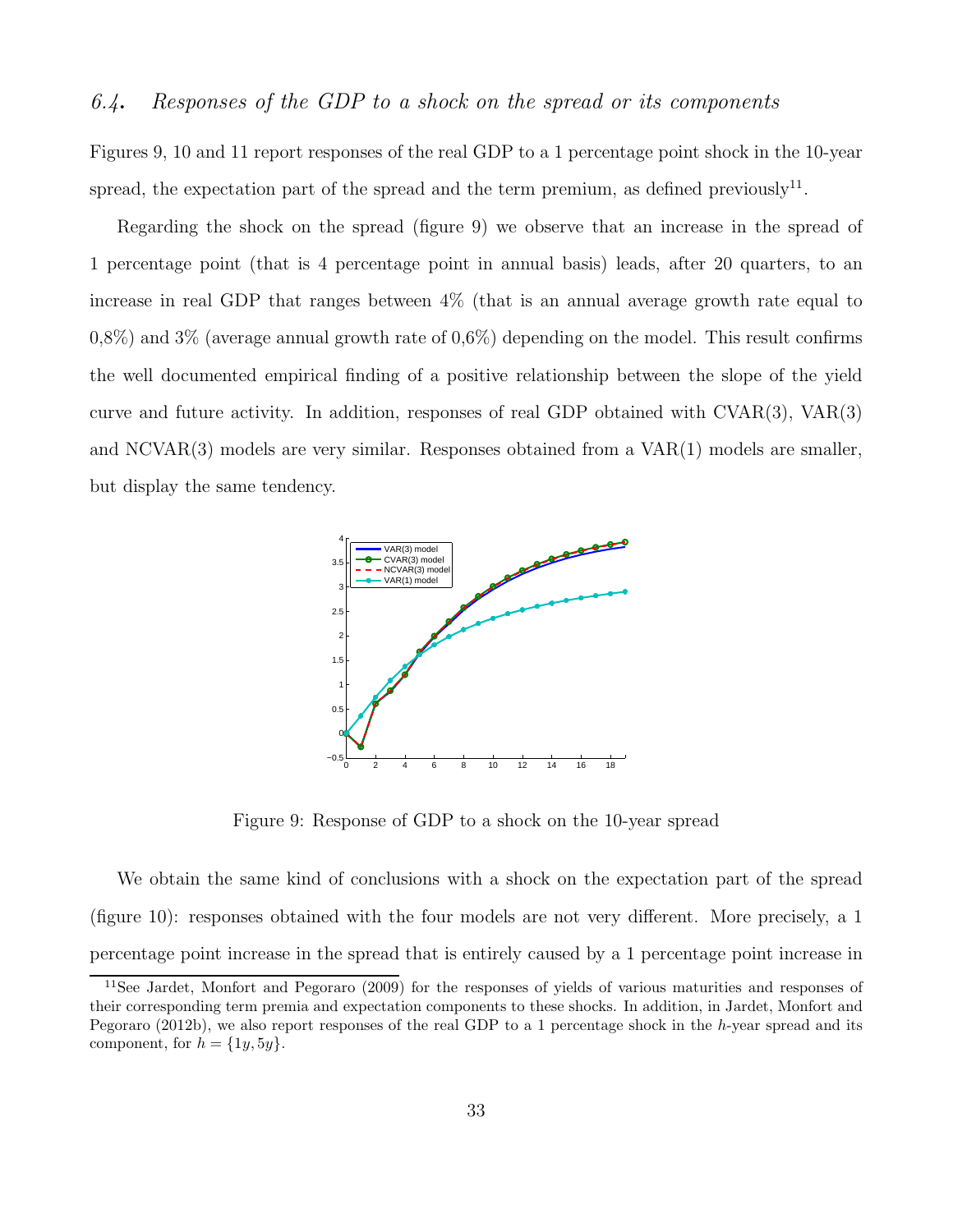### 6.4. *Responses of the GDP to a shock on the spread or its components*

Figures 9, 10 and 11 report responses of the real GDP to a 1 percentage point shock in the 10-year spread, the expectation part of the spread and the term premium, as defined previously[11].

Regarding the shock on the spread (figure 9) we observe that an increase in the spread of 1 percentage point (that is 4 percentage point in annual basis) leads, after 20 quarters, to an increase in real GDP that ranges between 4% (that is an annual average growth rate equal to 0,8%) and 3% (average annual growth rate of 0,6%) depending on the model. This result confirms the well documented empirical finding of a positive relationship between the slope of the yield curve and future activity. In addition, responses of real GDP obtained with CVAR(3), VAR(3) and NCVAR(3) models are very similar. Responses obtained from a VAR(1) models are smaller, but display the same tendency.

Figure 9: Response of GDP to a shock on the 10-year spread

We obtain the same kind of conclusions with a shock on the expectation part of the spread (figure 10): responses obtained with the four models are not very different. More precisely, a 1 percentage point increase in the spread that is entirely caused by a 1 percentage point increase in

[11] See Jardet, Monfort and Pegoraro (2009) for the responses of yields of various maturities and responses of their corresponding term premia and expectation components to these shocks. In addition, in Jardet, Monfort and Pegoraro (2012b), we also report responses of the real GDP to a 1 percentage shock in the $h$-year spread and its component, for $h = \{1y, 5y\}$.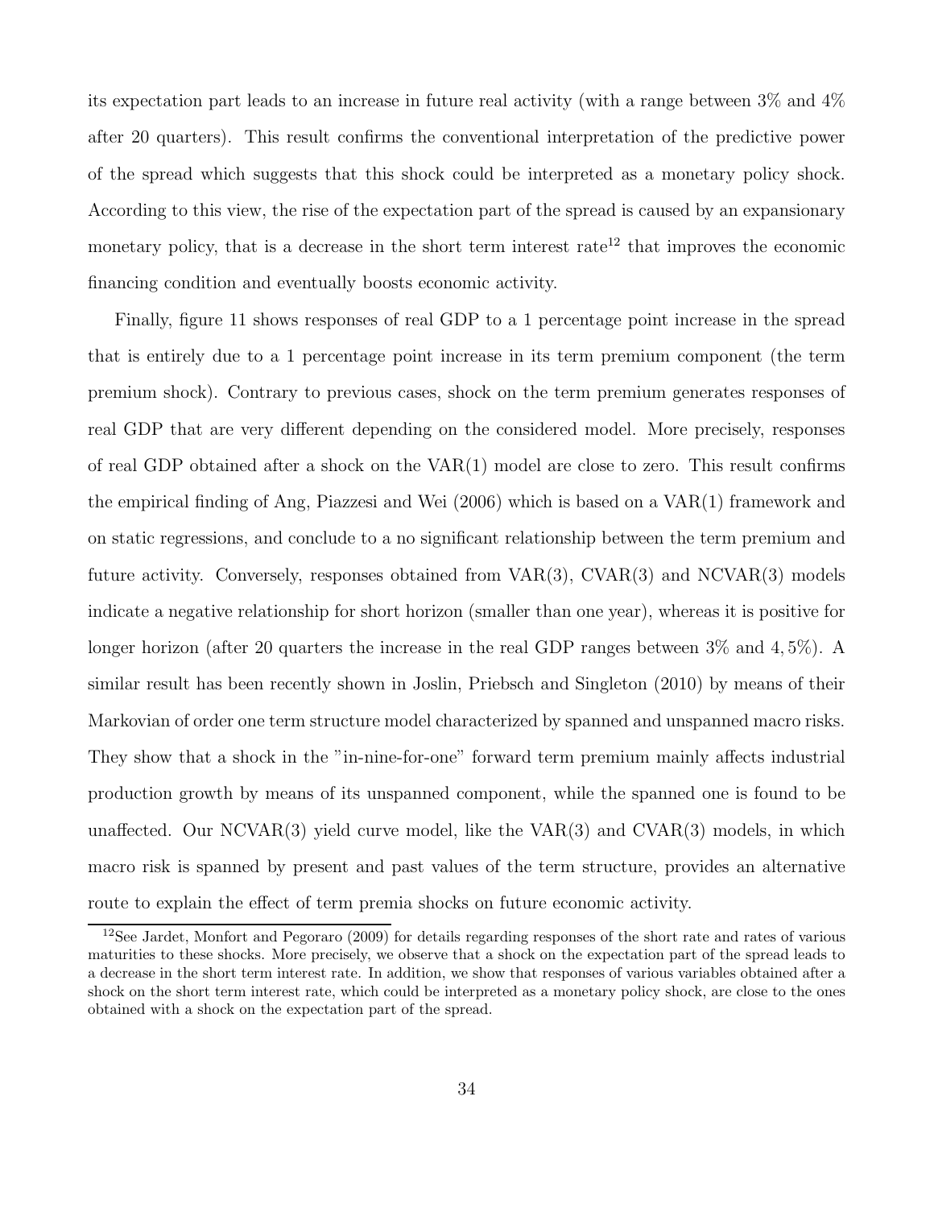its expectation part leads to an increase in future real activity (with a range between 3% and 4% after 20 quarters). This result confirms the conventional interpretation of the predictive power of the spread which suggests that this shock could be interpreted as a monetary policy shock. According to this view, the rise of the expectation part of the spread is caused by an expansionary monetary policy, that is a decrease in the short term interest rate[12] that improves the economic financing condition and eventually boosts economic activity.

Finally, figure 11 shows responses of real GDP to a 1 percentage point increase in the spread that is entirely due to a 1 percentage point increase in its term premium component (the term premium shock). Contrary to previous cases, shock on the term premium generates responses of real GDP that are very different depending on the considered model. More precisely, responses of real GDP obtained after a shock on the VAR(1) model are close to zero. This result confirms the empirical finding of Ang, Piazzesi and Wei (2006) which is based on a VAR(1) framework and on static regressions, and conclude to a no significant relationship between the term premium and future activity. Conversely, responses obtained from VAR(3), CVAR(3) and NCVAR(3) models indicate a negative relationship for short horizon (smaller than one year), whereas it is positive for longer horizon (after 20 quarters the increase in the real GDP ranges between 3% and $4,5\%$). A similar result has been recently shown in Joslin, Priebsch and Singleton (2010) by means of their Markovian of order one term structure model characterized by spanned and unspanned macro risks. They show that a shock in the "in-nine-for-one" forward term premium mainly affects industrial production growth by means of its unspanned component, while the spanned one is found to be unaffected. Our NCVAR(3) yield curve model, like the VAR(3) and CVAR(3) models, in which macro risk is spanned by present and past values of the term structure, provides an alternative route to explain the effect of term premia shocks on future economic activity.

[12] See Jardet, Monfort and Pegoraro (2009) for details regarding responses of the short rate and rates of various maturities to these shocks. More precisely, we observe that a shock on the expectation part of the spread leads to a decrease in the short term interest rate. In addition, we show that responses of various variables obtained after a shock on the short term interest rate, which could be interpreted as a monetary policy shock, are close to the ones obtained with a shock on the expectation part of the spread.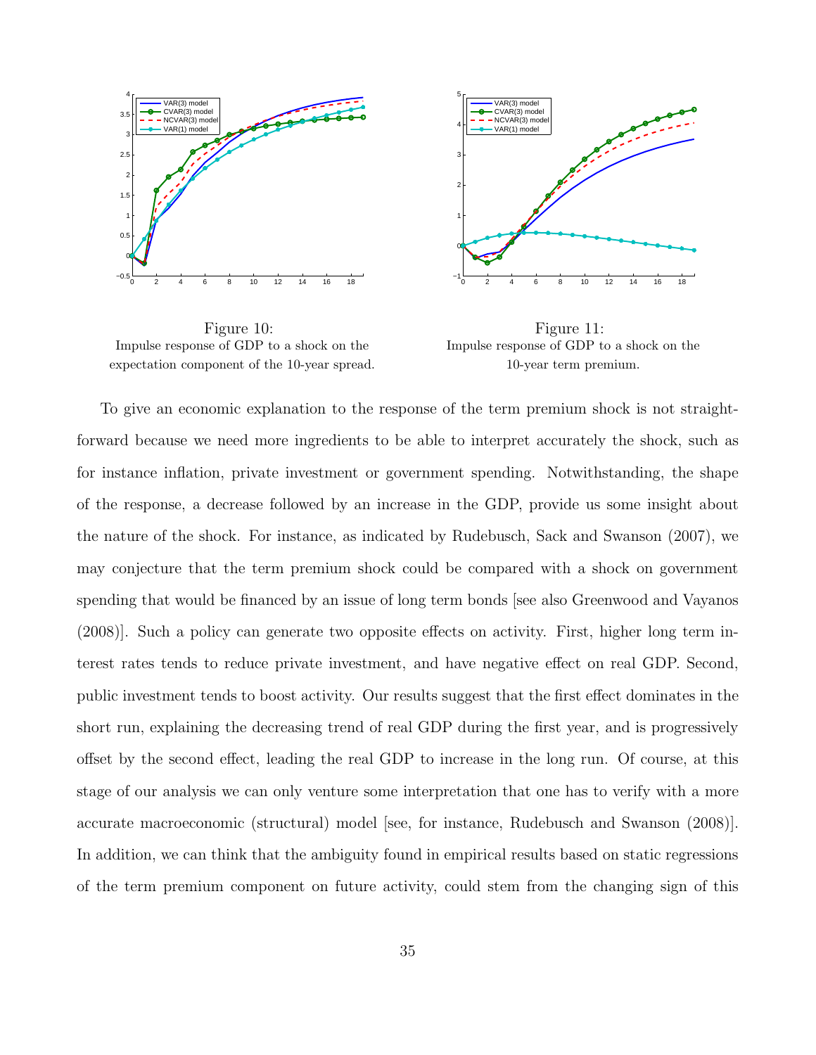Figure 10:
Impulse response of GDP to a shock on the expectation component of the 10-year spread.

Figure 11:
Impulse response of GDP to a shock on the 10-year term premium.

To give an economic explanation to the response of the term premium shock is not straightforward because we need more ingredients to be able to interpret accurately the shock, such as for instance inflation, private investment or government spending. Notwithstanding, the shape of the response, a decrease followed by an increase in the GDP, provide us some insight about the nature of the shock. For instance, as indicated by Rudebusch, Sack and Swanson (2007), we may conjecture that the term premium shock could be compared with a shock on government spending that would be financed by an issue of long term bonds [see also Greenwood and Vayanos (2008)]. Such a policy can generate two opposite effects on activity. First, higher long term interest rates tends to reduce private investment, and have negative effect on real GDP. Second, public investment tends to boost activity. Our results suggest that the first effect dominates in the short run, explaining the decreasing trend of real GDP during the first year, and is progressively offset by the second effect, leading the real GDP to increase in the long run. Of course, at this stage of our analysis we can only venture some interpretation that one has to verify with a more accurate macroeconomic (structural) model [see, for instance, Rudebusch and Swanson (2008)]. In addition, we can think that the ambiguity found in empirical results based on static regressions of the term premium component on future activity, could stem from the changing sign of this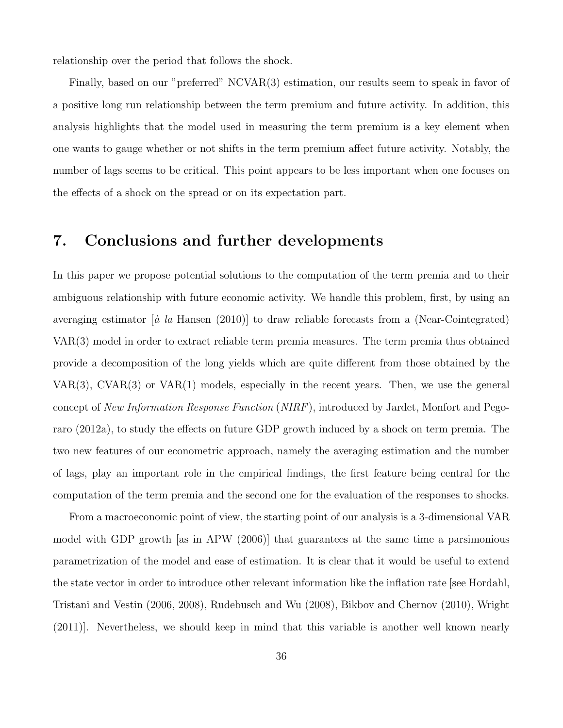relationship over the period that follows the shock.

Finally, based on our "preferred" NCVAR(3) estimation, our results seem to speak in favor of a positive long run relationship between the term premium and future activity. In addition, this analysis highlights that the model used in measuring the term premium is a key element when one wants to gauge whether or not shifts in the term premium affect future activity. Notably, the number of lags seems to be critical. This point appears to be less important when one focuses on the effects of a shock on the spread or on its expectation part.

# 7. Conclusions and further developments

In this paper we propose potential solutions to the computation of the term premia and to their ambiguous relationship with future economic activity. We handle this problem, first, by using an averaging estimator [*à la* Hansen (2010)] to draw reliable forecasts from a (Near-Cointegrated) VAR(3) model in order to extract reliable term premia measures. The term premia thus obtained provide a decomposition of the long yields which are quite different from those obtained by the VAR(3), CVAR(3) or VAR(1) models, especially in the recent years. Then, we use the general concept of *New Information Response Function* (*NIRF*), introduced by Jardet, Monfort and Pegoraro (2012a), to study the effects on future GDP growth induced by a shock on term premia. The two new features of our econometric approach, namely the averaging estimation and the number of lags, play an important role in the empirical findings, the first feature being central for the computation of the term premia and the second one for the evaluation of the responses to shocks.

From a macroeconomic point of view, the starting point of our analysis is a 3-dimensional VAR model with GDP growth [as in APW (2006)] that guarantees at the same time a parsimonious parametrization of the model and ease of estimation. It is clear that it would be useful to extend the state vector in order to introduce other relevant information like the inflation rate [see Hordahl, Tristani and Vestin (2006, 2008), Rudebusch and Wu (2008), Bikbov and Chernov (2010), Wright (2011)]. Nevertheless, we should keep in mind that this variable is another well known nearly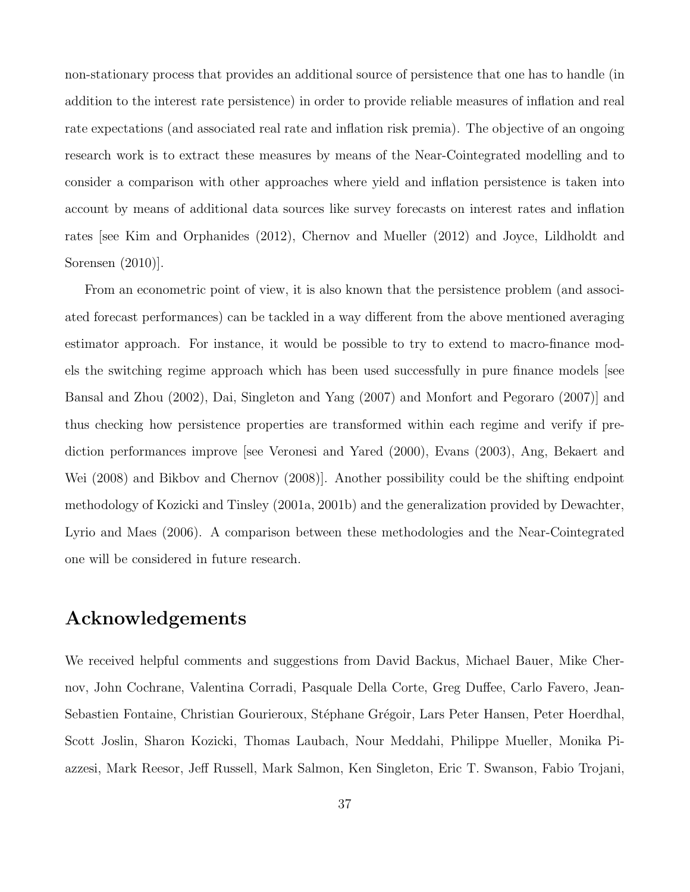non-stationary process that provides an additional source of persistence that one has to handle (in addition to the interest rate persistence) in order to provide reliable measures of inflation and real rate expectations (and associated real rate and inflation risk premia). The objective of an ongoing research work is to extract these measures by means of the Near-Cointegrated modelling and to consider a comparison with other approaches where yield and inflation persistence is taken into account by means of additional data sources like survey forecasts on interest rates and inflation rates [see Kim and Orphanides (2012), Chernov and Mueller (2012) and Joyce, Lildholdt and Sorensen (2010)].

From an econometric point of view, it is also known that the persistence problem (and associated forecast performances) can be tackled in a way different from the above mentioned averaging estimator approach. For instance, it would be possible to try to extend to macro-finance models the switching regime approach which has been used successfully in pure finance models [see Bansal and Zhou (2002), Dai, Singleton and Yang (2007) and Monfort and Pegoraro (2007)] and thus checking how persistence properties are transformed within each regime and verify if prediction performances improve [see Veronesi and Yared (2000), Evans (2003), Ang, Bekaert and Wei (2008) and Bikbov and Chernov (2008)]. Another possibility could be the shifting endpoint methodology of Kozicki and Tinsley (2001a, 2001b) and the generalization provided by Dewachter, Lyrio and Maes (2006). A comparison between these methodologies and the Near-Cointegrated one will be considered in future research.

## Acknowledgements

We received helpful comments and suggestions from David Backus, Michael Bauer, Mike Chernov, John Cochrane, Valentina Corradi, Pasquale Della Corte, Greg Duffee, Carlo Favero, Jean-Sebastien Fontaine, Christian Gourieroux, Stéphane Grégoir, Lars Peter Hansen, Peter Hoerdhal, Scott Joslin, Sharon Kozicki, Thomas Laubach, Nour Meddahi, Philippe Mueller, Monika Piazzesi, Mark Reesor, Jeff Russell, Mark Salmon, Ken Singleton, Eric T. Swanson, Fabio Trojani,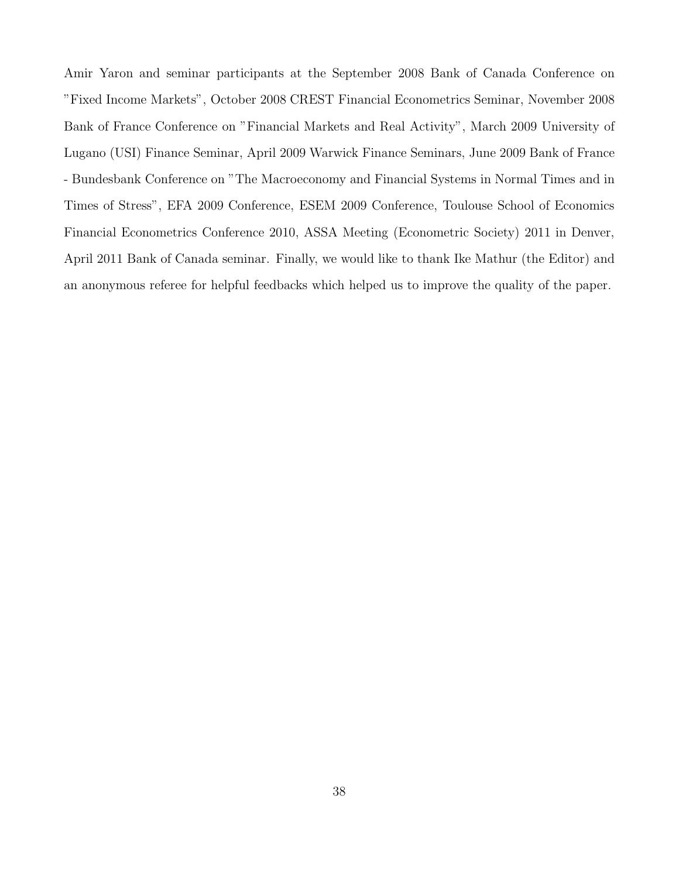Amir Yaron and seminar participants at the September 2008 Bank of Canada Conference on "Fixed Income Markets", October 2008 CREST Financial Econometrics Seminar, November 2008 Bank of France Conference on "Financial Markets and Real Activity", March 2009 University of Lugano (USI) Finance Seminar, April 2009 Warwick Finance Seminars, June 2009 Bank of France - Bundesbank Conference on "The Macroeconomy and Financial Systems in Normal Times and in Times of Stress", EFA 2009 Conference, ESEM 2009 Conference, Toulouse School of Economics Financial Econometrics Conference 2010, ASSA Meeting (Econometric Society) 2011 in Denver, April 2011 Bank of Canada seminar. Finally, we would like to thank Ike Mathur (the Editor) and an anonymous referee for helpful feedbacks which helped us to improve the quality of the paper.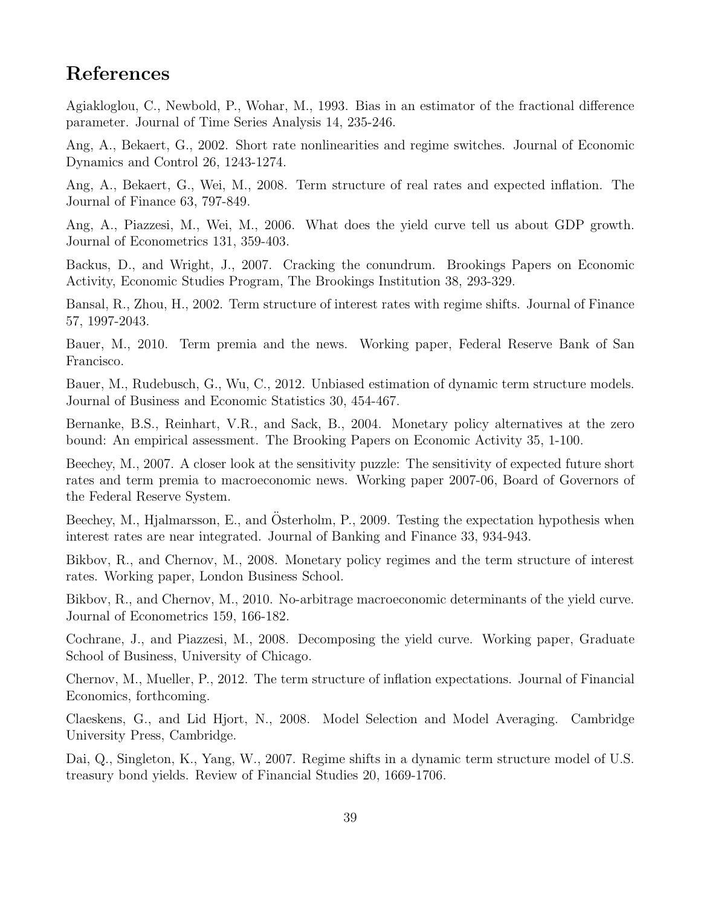## References

Agiakloglou, C., Newbold, P., Wohar, M., 1993. Bias in an estimator of the fractional difference parameter. Journal of Time Series Analysis 14, 235-246.

Ang, A., Bekaert, G., 2002. Short rate nonlinearities and regime switches. Journal of Economic Dynamics and Control 26, 1243-1274.

Ang, A., Bekaert, G., Wei, M., 2008. Term structure of real rates and expected inflation. The Journal of Finance 63, 797-849.

Ang, A., Piazzesi, M., Wei, M., 2006. What does the yield curve tell us about GDP growth. Journal of Econometrics 131, 359-403.

Backus, D., and Wright, J., 2007. Cracking the conundrum. Brookings Papers on Economic Activity, Economic Studies Program, The Brookings Institution 38, 293-329.

Bansal, R., Zhou, H., 2002. Term structure of interest rates with regime shifts. Journal of Finance 57, 1997-2043.

Bauer, M., 2010. Term premia and the news. Working paper, Federal Reserve Bank of San Francisco.

Bauer, M., Rudebusch, G., Wu, C., 2012. Unbiased estimation of dynamic term structure models. Journal of Business and Economic Statistics 30, 454-467.

Bernanke, B.S., Reinhart, V.R., and Sack, B., 2004. Monetary policy alternatives at the zero bound: An empirical assessment. The Brooking Papers on Economic Activity 35, 1-100.

Beechey, M., 2007. A closer look at the sensitivity puzzle: The sensitivity of expected future short rates and term premia to macroeconomic news. Working paper 2007-06, Board of Governors of the Federal Reserve System.

Beechey, M., Hjalmarsson, E., and Österholm, P., 2009. Testing the expectation hypothesis when interest rates are near integrated. Journal of Banking and Finance 33, 934-943.

Bikbov, R., and Chernov, M., 2008. Monetary policy regimes and the term structure of interest rates. Working paper, London Business School.

Bikbov, R., and Chernov, M., 2010. No-arbitrage macroeconomic determinants of the yield curve. Journal of Econometrics 159, 166-182.

Cochrane, J., and Piazzesi, M., 2008. Decomposing the yield curve. Working paper, Graduate School of Business, University of Chicago.

Chernov, M., Mueller, P., 2012. The term structure of inflation expectations. Journal of Financial Economics, forthcoming.

Claeskens, G., and Lid Hjort, N., 2008. Model Selection and Model Averaging. Cambridge University Press, Cambridge.

Dai, Q., Singleton, K., Yang, W., 2007. Regime shifts in a dynamic term structure model of U.S. treasury bond yields. Review of Financial Studies 20, 1669-1706.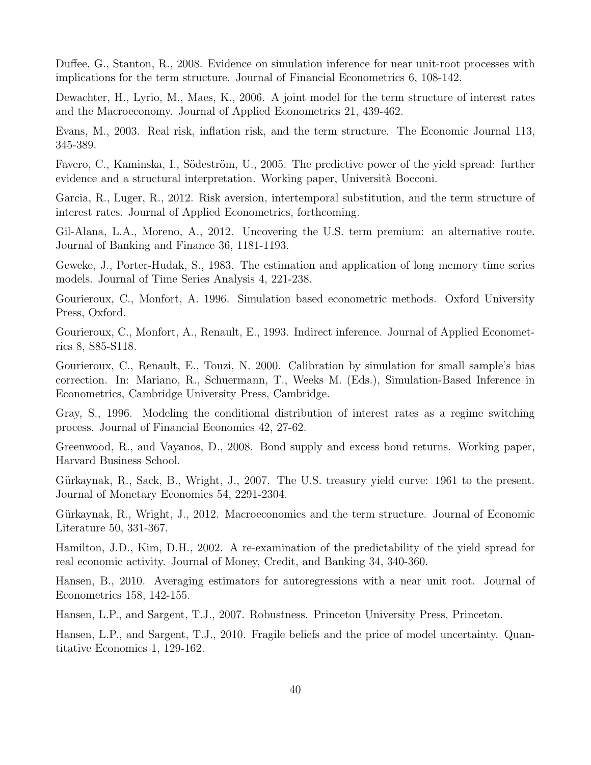Duffee, G., Stanton, R., 2008. Evidence on simulation inference for near unit-root processes with implications for the term structure. Journal of Financial Econometrics 6, 108-142.

Dewachter, H., Lyrio, M., Maes, K., 2006. A joint model for the term structure of interest rates and the Macroeconomy. Journal of Applied Econometrics 21, 439-462.

Evans, M., 2003. Real risk, inflation risk, and the term structure. The Economic Journal 113, 345-389.

Favero, C., Kaminska, I., Södeström, U., 2005. The predictive power of the yield spread: further evidence and a structural interpretation. Working paper, Università Bocconi.

Garcia, R., Luger, R., 2012. Risk aversion, intertemporal substitution, and the term structure of interest rates. Journal of Applied Econometrics, forthcoming.

Gil-Alana, L.A., Moreno, A., 2012. Uncovering the U.S. term premium: an alternative route. Journal of Banking and Finance 36, 1181-1193.

Geweke, J., Porter-Hudak, S., 1983. The estimation and application of long memory time series models. Journal of Time Series Analysis 4, 221-238.

Gourieroux, C., Monfort, A. 1996. Simulation based econometric methods. Oxford University Press, Oxford.

Gourieroux, C., Monfort, A., Renault, E., 1993. Indirect inference. Journal of Applied Econometrics 8, S85-S118.

Gourieroux, C., Renault, E., Touzi, N. 2000. Calibration by simulation for small sample's bias correction. In: Mariano, R., Schuermann, T., Weeks M. (Eds.), Simulation-Based Inference in Econometrics, Cambridge University Press, Cambridge.

Gray, S., 1996. Modeling the conditional distribution of interest rates as a regime switching process. Journal of Financial Economics 42, 27-62.

Greenwood, R., and Vayanos, D., 2008. Bond supply and excess bond returns. Working paper, Harvard Business School.

Gürkaynak, R., Sack, B., Wright, J., 2007. The U.S. treasury yield curve: 1961 to the present. Journal of Monetary Economics 54, 2291-2304.

Gürkaynak, R., Wright, J., 2012. Macroeconomics and the term structure. Journal of Economic Literature 50, 331-367.

Hamilton, J.D., Kim, D.H., 2002. A re-examination of the predictability of the yield spread for real economic activity. Journal of Money, Credit, and Banking 34, 340-360.

Hansen, B., 2010. Averaging estimators for autoregressions with a near unit root. Journal of Econometrics 158, 142-155.

Hansen, L.P., and Sargent, T.J., 2007. Robustness. Princeton University Press, Princeton.

Hansen, L.P., and Sargent, T.J., 2010. Fragile beliefs and the price of model uncertainty. Quantitative Economics 1, 129-162.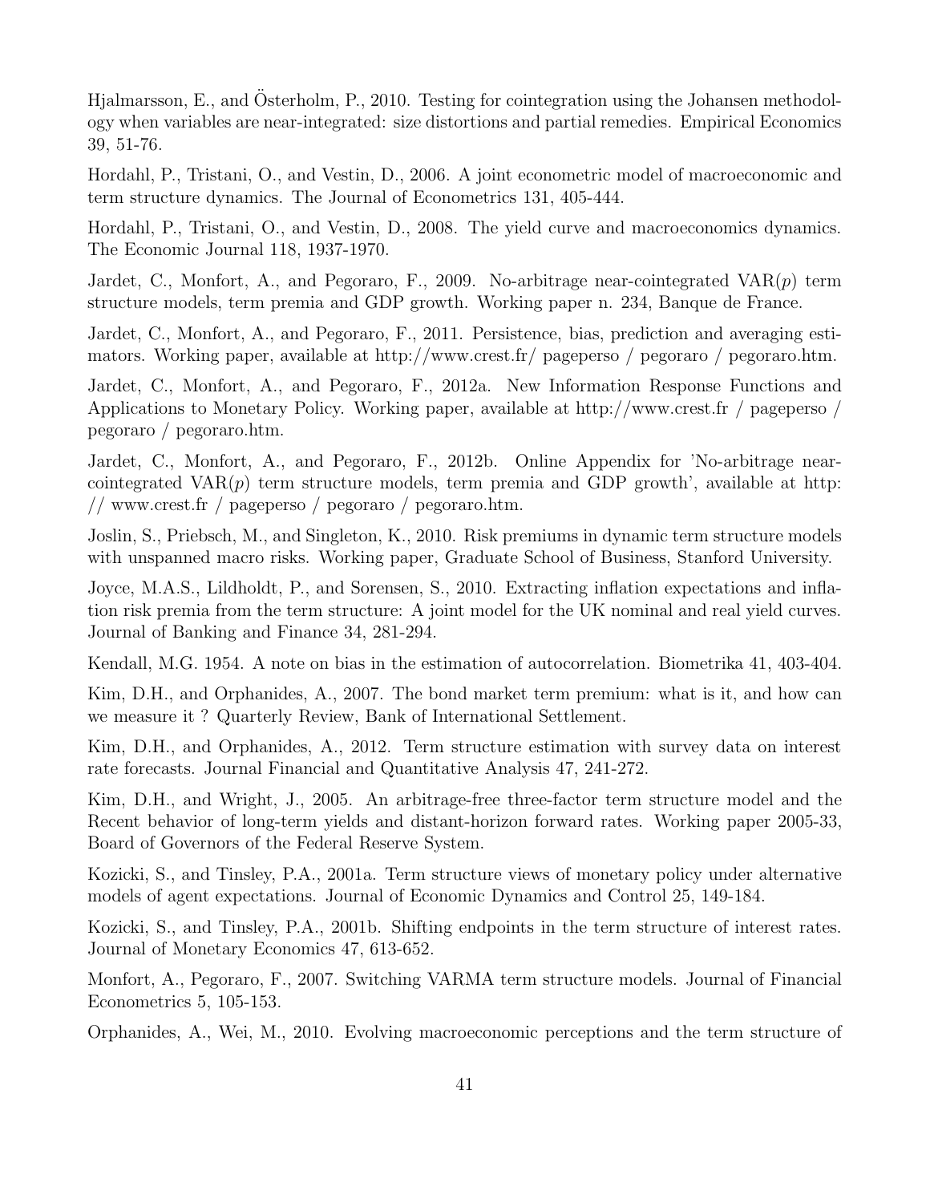Hjalmarsson, E., and Österholm, P., 2010. Testing for cointegration using the Johansen methodology when variables are near-integrated: size distortions and partial remedies. Empirical Economics 39, 51-76.

Hordahl, P., Tristani, O., and Vestin, D., 2006. A joint econometric model of macroeconomic and term structure dynamics. The Journal of Econometrics 131, 405-444.

Hordahl, P., Tristani, O., and Vestin, D., 2008. The yield curve and macroeconomics dynamics. The Economic Journal 118, 1937-1970.

Jardet, C., Monfort, A., and Pegoraro, F., 2009. No-arbitrage near-cointegrated VAR($p$) term structure models, term premia and GDP growth. Working paper n. 234, Banque de France.

Jardet, C., Monfort, A., and Pegoraro, F., 2011. Persistence, bias, prediction and averaging estimators. Working paper, available at http://www.crest.fr/ pageperso / pegoraro / pegoraro.htm.

Jardet, C., Monfort, A., and Pegoraro, F., 2012a. New Information Response Functions and Applications to Monetary Policy. Working paper, available at http://www.crest.fr / pageperso / pegoraro / pegoraro.htm.

Jardet, C., Monfort, A., and Pegoraro, F., 2012b. Online Appendix for 'No-arbitrage near-cointegrated VAR($p$) term structure models, term premia and GDP growth', available at http: // www.crest.fr / pageperso / pegoraro / pegoraro.htm.

Joslin, S., Priebsch, M., and Singleton, K., 2010. Risk premiums in dynamic term structure models with unspanned macro risks. Working paper, Graduate School of Business, Stanford University.

Joyce, M.A.S., Lildholdt, P., and Sorensen, S., 2010. Extracting inflation expectations and inflation risk premia from the term structure: A joint model for the UK nominal and real yield curves. Journal of Banking and Finance 34, 281-294.

Kendall, M.G. 1954. A note on bias in the estimation of autocorrelation. Biometrika 41, 403-404.

Kim, D.H., and Orphanides, A., 2007. The bond market term premium: what is it, and how can we measure it ? Quarterly Review, Bank of International Settlement.

Kim, D.H., and Orphanides, A., 2012. Term structure estimation with survey data on interest rate forecasts. Journal Financial and Quantitative Analysis 47, 241-272.

Kim, D.H., and Wright, J., 2005. An arbitrage-free three-factor term structure model and the Recent behavior of long-term yields and distant-horizon forward rates. Working paper 2005-33, Board of Governors of the Federal Reserve System.

Kozicki, S., and Tinsley, P.A., 2001a. Term structure views of monetary policy under alternative models of agent expectations. Journal of Economic Dynamics and Control 25, 149-184.

Kozicki, S., and Tinsley, P.A., 2001b. Shifting endpoints in the term structure of interest rates. Journal of Monetary Economics 47, 613-652.

Monfort, A., Pegoraro, F., 2007. Switching VARMA term structure models. Journal of Financial Econometrics 5, 105-153.

Orphanides, A., Wei, M., 2010. Evolving macroeconomic perceptions and the term structure of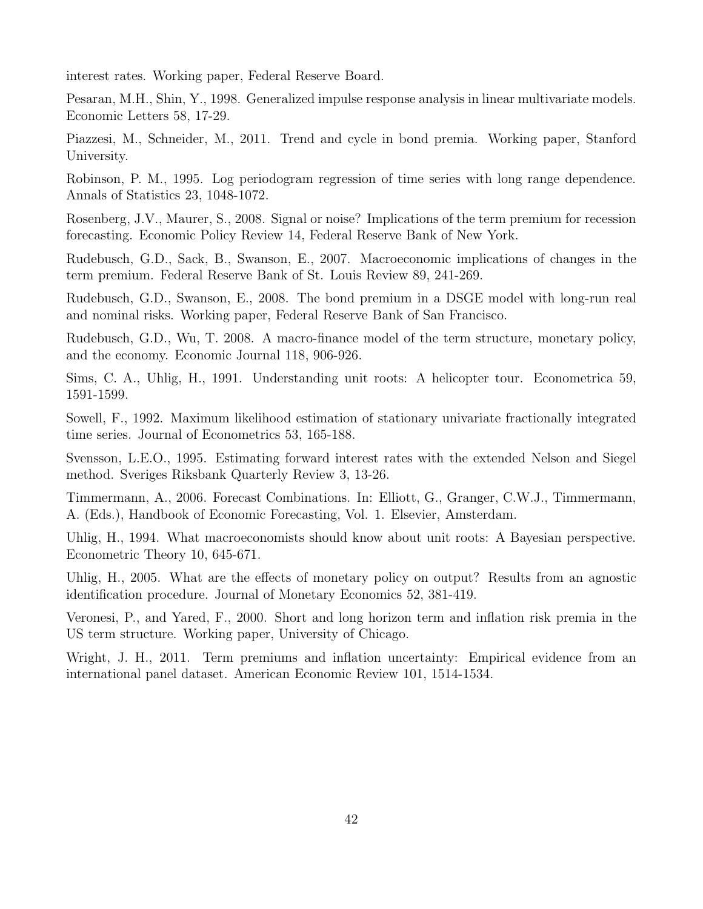interest rates. Working paper, Federal Reserve Board.

Pesaran, M.H., Shin, Y., 1998. Generalized impulse response analysis in linear multivariate models. Economic Letters 58, 17-29.

Piazzesi, M., Schneider, M., 2011. Trend and cycle in bond premia. Working paper, Stanford University.

Robinson, P. M., 1995. Log periodogram regression of time series with long range dependence. Annals of Statistics 23, 1048-1072.

Rosenberg, J.V., Maurer, S., 2008. Signal or noise? Implications of the term premium for recession forecasting. Economic Policy Review 14, Federal Reserve Bank of New York.

Rudebusch, G.D., Sack, B., Swanson, E., 2007. Macroeconomic implications of changes in the term premium. Federal Reserve Bank of St. Louis Review 89, 241-269.

Rudebusch, G.D., Swanson, E., 2008. The bond premium in a DSGE model with long-run real and nominal risks. Working paper, Federal Reserve Bank of San Francisco.

Rudebusch, G.D., Wu, T. 2008. A macro-finance model of the term structure, monetary policy, and the economy. Economic Journal 118, 906-926.

Sims, C. A., Uhlig, H., 1991. Understanding unit roots: A helicopter tour. Econometrica 59, 1591-1599.

Sowell, F., 1992. Maximum likelihood estimation of stationary univariate fractionally integrated time series. Journal of Econometrics 53, 165-188.

Svensson, L.E.O., 1995. Estimating forward interest rates with the extended Nelson and Siegel method. Sveriges Riksbank Quarterly Review 3, 13-26.

Timmermann, A., 2006. Forecast Combinations. In: Elliott, G., Granger, C.W.J., Timmermann, A. (Eds.), Handbook of Economic Forecasting, Vol. 1. Elsevier, Amsterdam.

Uhlig, H., 1994. What macroeconomists should know about unit roots: A Bayesian perspective. Econometric Theory 10, 645-671.

Uhlig, H., 2005. What are the effects of monetary policy on output? Results from an agnostic identification procedure. Journal of Monetary Economics 52, 381-419.

Veronesi, P., and Yared, F., 2000. Short and long horizon term and inflation risk premia in the US term structure. Working paper, University of Chicago.

Wright, J. H., 2011. Term premiums and inflation uncertainty: Empirical evidence from an international panel dataset. American Economic Review 101, 1514-1534.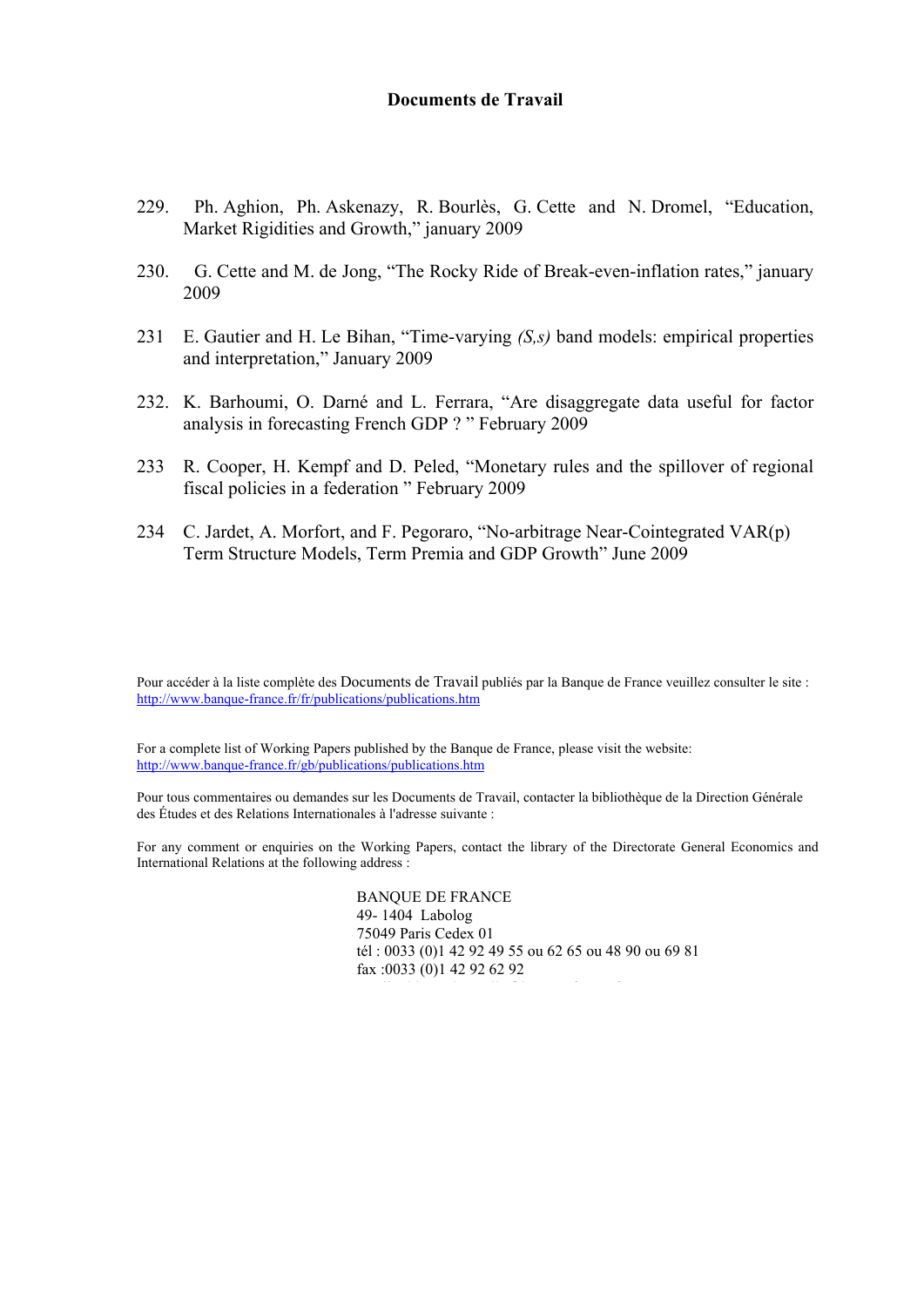**Documents de Travail**

229. Ph. Aghion, Ph. Askenazy, R. Bourlès, G. Cette and N. Dromel, "Education, Market Rigidities and Growth," january 2009

230. G. Cette and M. de Jong, "The Rocky Ride of Break-even-inflation rates," january 2009

231 E. Gautier and H. Le Bihan, "Time-varying *(S,s)* band models: empirical properties and interpretation," January 2009

232. K. Barhoumi, O. Darné and L. Ferrara, "Are disaggregate data useful for factor analysis in forecasting French GDP ? " February 2009

233 R. Cooper, H. Kempf and D. Peled, "Monetary rules and the spillover of regional fiscal policies in a federation " February 2009

234 C. Jardet, A. Morfort, and F. Pegoraro, "No-arbitrage Near-Cointegrated VAR(p) Term Structure Models, Term Premia and GDP Growth" June 2009

Pour accéder à la liste complète des Documents de Travail publiés par la Banque de France veuillez consulter le site :
http://www.banque-france.fr/fr/publications/publications.htm

For a complete list of Working Papers published by the Banque de France, please visit the website:
http://www.banque-france.fr/gb/publications/publications.htm

Pour tous commentaires ou demandes sur les Documents de Travail, contacter la bibliothèque de la Direction Générale des Études et des Relations Internationales à l'adresse suivante :

For any comment or enquiries on the Working Papers, contact the library of the Directorate General Economics and International Relations at the following address :

BANQUE DE FRANCE
49- 1404 Labolog
75049 Paris Cedex 01
tél : 0033 (0)1 42 92 49 55 ou 62 65 ou 48 90 ou 69 81
fax :0033 (0)1 42 92 62 92